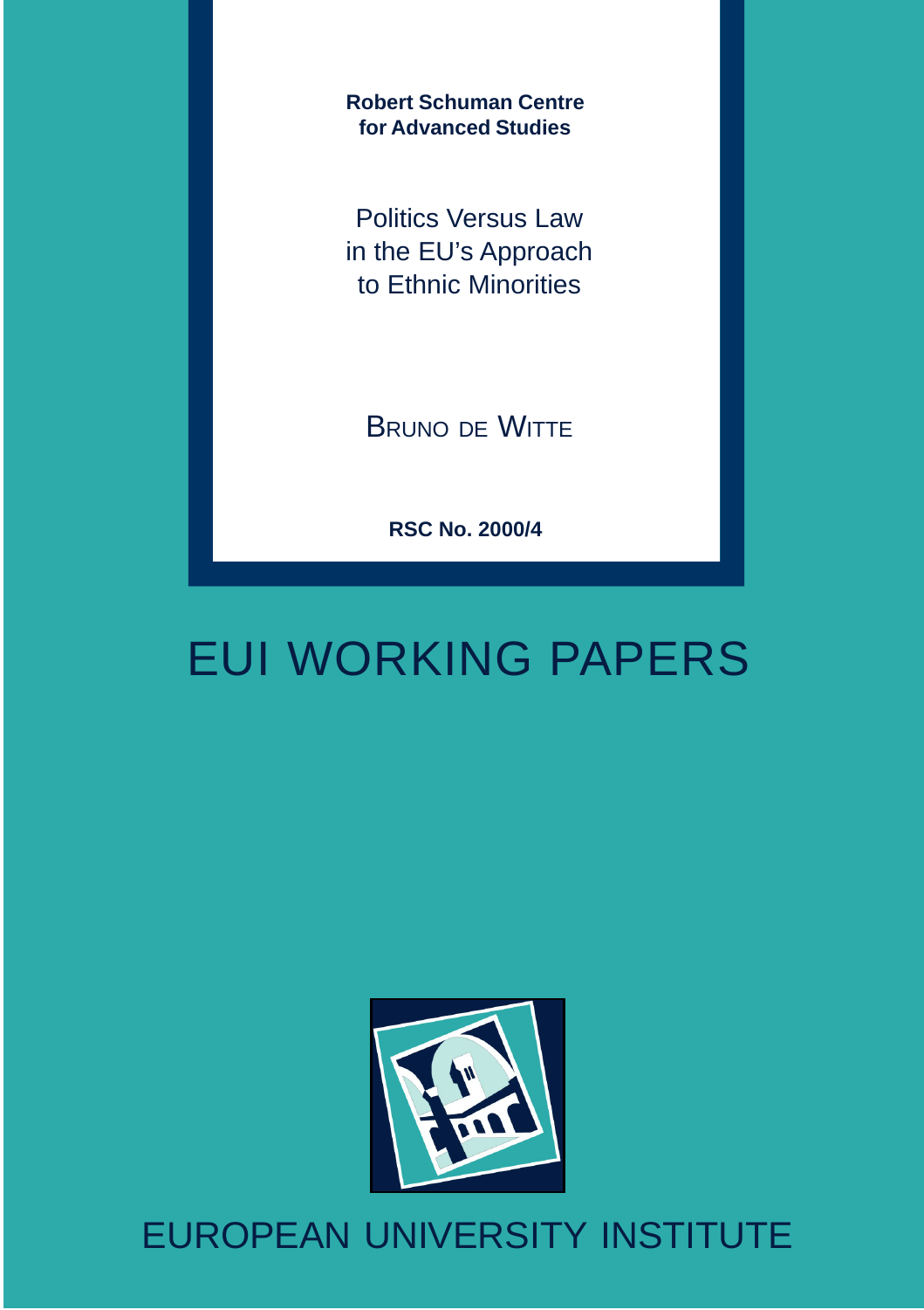**Robert Schuman Centre for Advanced Studies**

# Politics Versus Law in the EU's Approach to Ethnic Minorities

BRUNO DE WITTE

**RSC No. 2000/4**

# EUI WORKING PAPERS

EUROPEAN UNIVERSITY INSTITUTE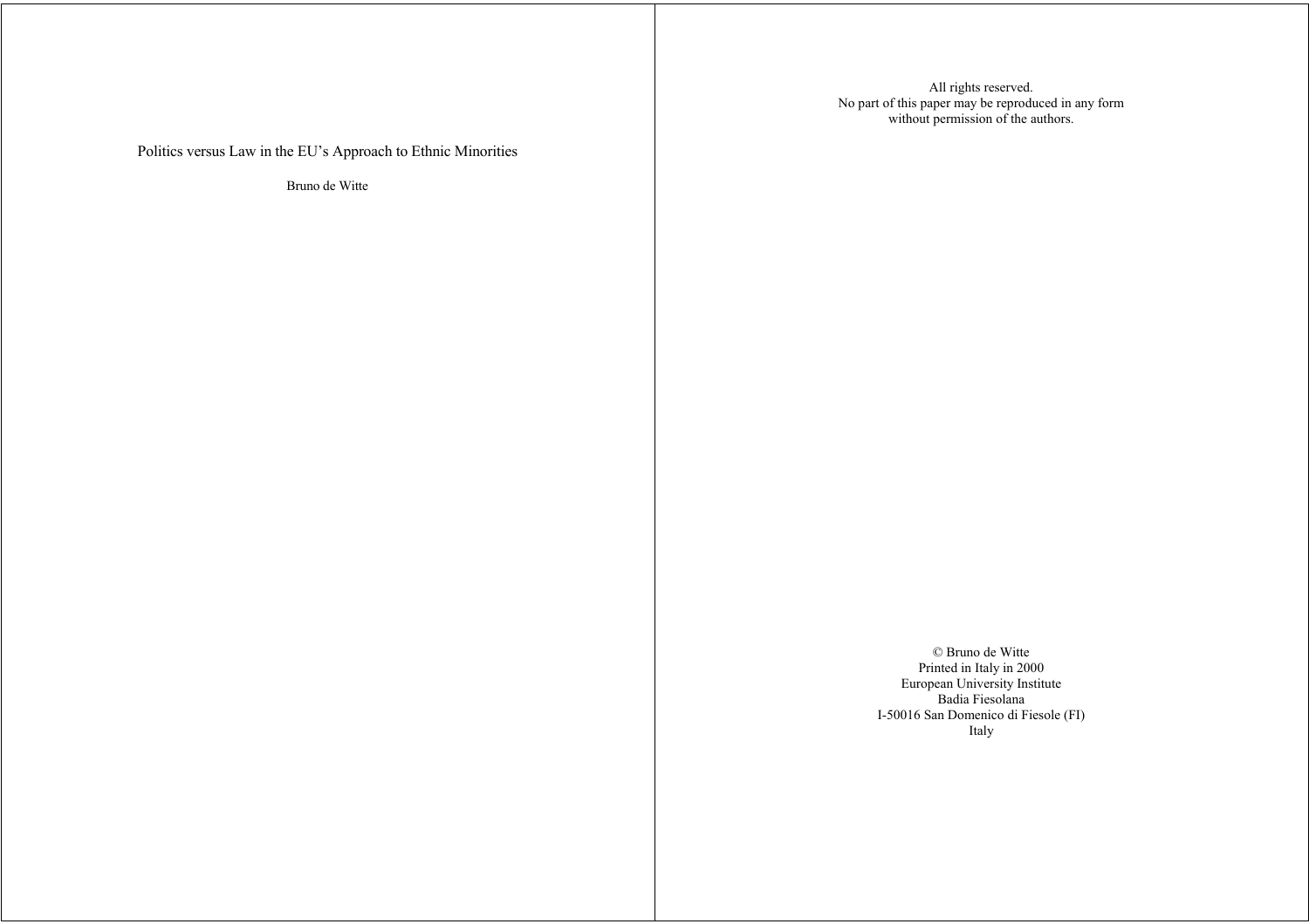# Politics versus Law in the EU's Approach to Ethnic Minorities

Bruno de Witte

All rights reserved.
No part of this paper may be reproduced in any form
without permission of the authors.

© Bruno de Witte
Printed in Italy in 2000
European University Institute
Badia Fiesolana
I-50016 San Domenico di Fiesole (FI)
Italy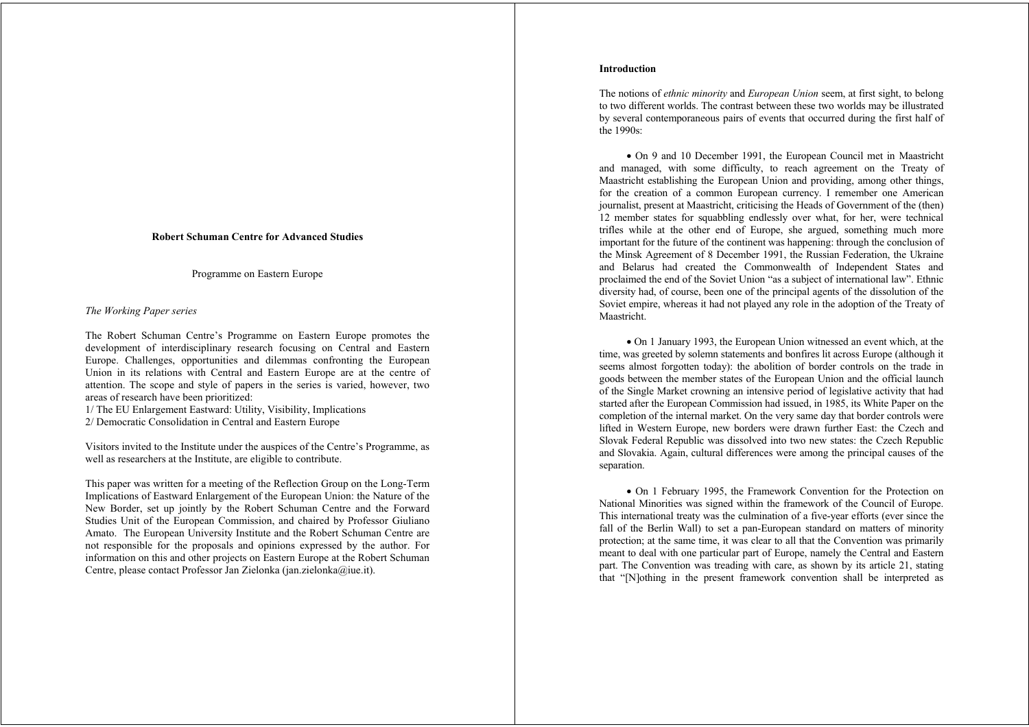**Robert Schuman Centre for Advanced Studies**

Programme on Eastern Europe

*The Working Paper series*

The Robert Schuman Centre's Programme on Eastern Europe promotes the development of interdisciplinary research focusing on Central and Eastern Europe. Challenges, opportunities and dilemmas confronting the European Union in its relations with Central and Eastern Europe are at the centre of attention. The scope and style of papers in the series is varied, however, two areas of research have been prioritized:

1/ The EU Enlargement Eastward: Utility, Visibility, Implications
2/ Democratic Consolidation in Central and Eastern Europe

Visitors invited to the Institute under the auspices of the Centre's Programme, as well as researchers at the Institute, are eligible to contribute.

This paper was written for a meeting of the Reflection Group on the Long-Term Implications of Eastward Enlargement of the European Union: the Nature of the New Border, set up jointly by the Robert Schuman Centre and the Forward Studies Unit of the European Commission, and chaired by Professor Giuliano Amato. The European University Institute and the Robert Schuman Centre are not responsible for the proposals and opinions expressed by the author. For information on this and other projects on Eastern Europe at the Robert Schuman Centre, please contact Professor Jan Zielonka (jan.zielonka@iue.it).

**Introduction**

The notions of *ethnic minority* and *European Union* seem, at first sight, to belong to two different worlds. The contrast between these two worlds may be illustrated by several contemporaneous pairs of events that occurred during the first half of the 1990s:

- On 9 and 10 December 1991, the European Council met in Maastricht and managed, with some difficulty, to reach agreement on the Treaty of Maastricht establishing the European Union and providing, among other things, for the creation of a common European currency. I remember one American journalist, present at Maastricht, criticising the Heads of Government of the (then) 12 member states for squabbling endlessly over what, for her, were technical trifles while at the other end of Europe, she argued, something much more important for the future of the continent was happening: through the conclusion of the Minsk Agreement of 8 December 1991, the Russian Federation, the Ukraine and Belarus had created the Commonwealth of Independent States and proclaimed the end of the Soviet Union "as a subject of international law". Ethnic diversity had, of course, been one of the principal agents of the dissolution of the Soviet empire, whereas it had not played any role in the adoption of the Treaty of Maastricht.

- On 1 January 1993, the European Union witnessed an event which, at the time, was greeted by solemn statements and bonfires lit across Europe (although it seems almost forgotten today): the abolition of border controls on the trade in goods between the member states of the European Union and the official launch of the Single Market crowning an intensive period of legislative activity that had started after the European Commission had issued, in 1985, its White Paper on the completion of the internal market. On the very same day that border controls were lifted in Western Europe, new borders were drawn further East: the Czech and Slovak Federal Republic was dissolved into two new states: the Czech Republic and Slovakia. Again, cultural differences were among the principal causes of the separation.

- On 1 February 1995, the Framework Convention for the Protection on National Minorities was signed within the framework of the Council of Europe. This international treaty was the culmination of a five-year efforts (ever since the fall of the Berlin Wall) to set a pan-European standard on matters of minority protection; at the same time, it was clear to all that the Convention was primarily meant to deal with one particular part of Europe, namely the Central and Eastern part. The Convention was treading with care, as shown by its article 21, stating that "[N]othing in the present framework convention shall be interpreted as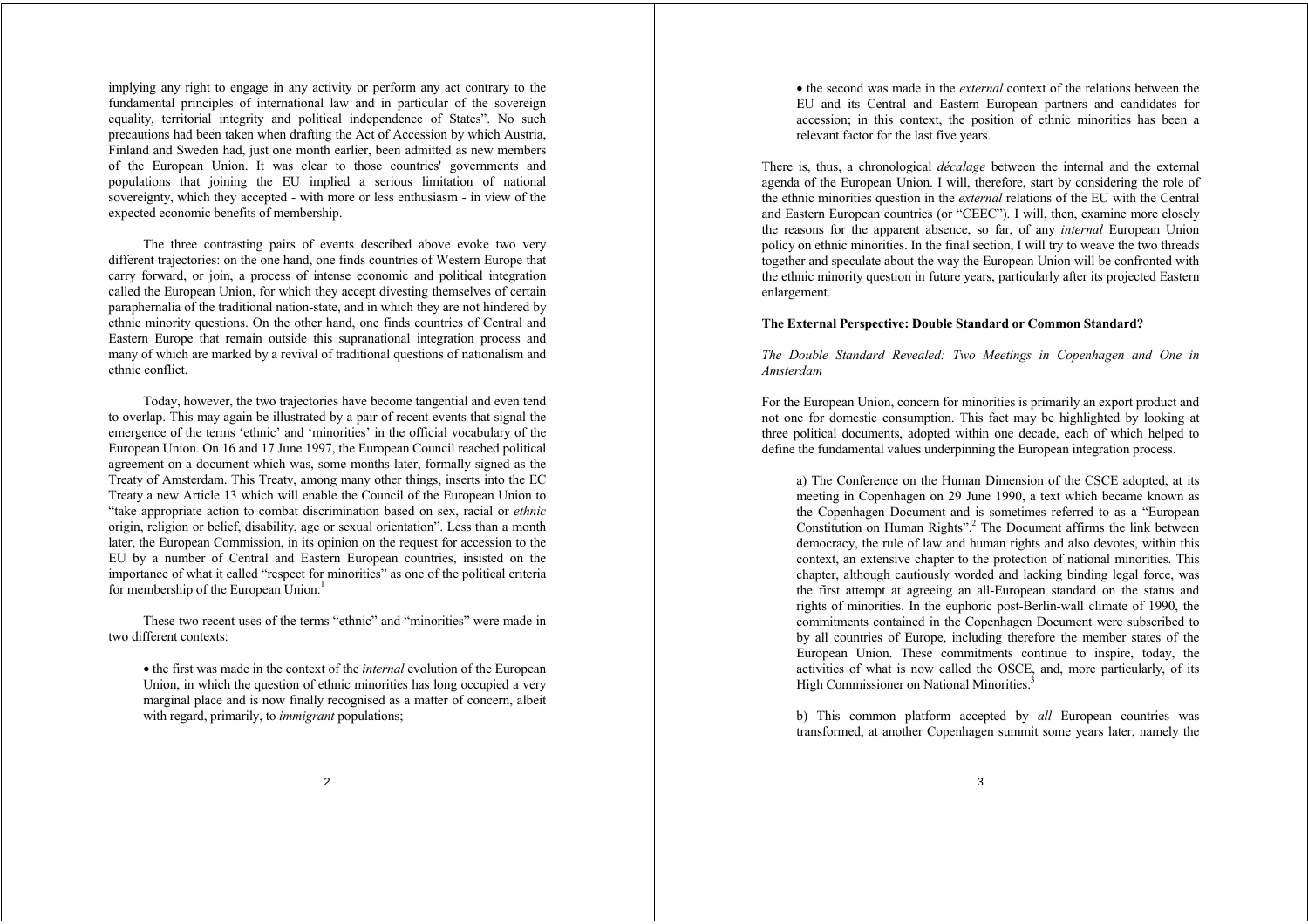implying any right to engage in any activity or perform any act contrary to the fundamental principles of international law and in particular of the sovereign equality, territorial integrity and political independence of States". No such precautions had been taken when drafting the Act of Accession by which Austria, Finland and Sweden had, just one month earlier, been admitted as new members of the European Union. It was clear to those countries' governments and populations that joining the EU implied a serious limitation of national sovereignty, which they accepted - with more or less enthusiasm - in view of the expected economic benefits of membership.

The three contrasting pairs of events described above evoke two very different trajectories: on the one hand, one finds countries of Western Europe that carry forward, or join, a process of intense economic and political integration called the European Union, for which they accept divesting themselves of certain paraphernalia of the traditional nation-state, and in which they are not hindered by ethnic minority questions. On the other hand, one finds countries of Central and Eastern Europe that remain outside this supranational integration process and many of which are marked by a revival of traditional questions of nationalism and ethnic conflict.

Today, however, the two trajectories have become tangential and even tend to overlap. This may again be illustrated by a pair of recent events that signal the emergence of the terms 'ethnic' and 'minorities' in the official vocabulary of the European Union. On 16 and 17 June 1997, the European Council reached political agreement on a document which was, some months later, formally signed as the Treaty of Amsterdam. This Treaty, among many other things, inserts into the EC Treaty a new Article 13 which will enable the Council of the European Union to "take appropriate action to combat discrimination based on sex, racial or *ethnic* origin, religion or belief, disability, age or sexual orientation". Less than a month later, the European Commission, in its opinion on the request for accession to the EU by a number of Central and Eastern European countries, insisted on the importance of what it called "respect for minorities" as one of the political criteria for membership of the European Union.[1]

These two recent uses of the terms "ethnic" and "minorities" were made in two different contexts:

- the first was made in the context of the *internal* evolution of the European Union, in which the question of ethnic minorities has long occupied a very marginal place and is now finally recognised as a matter of concern, albeit with regard, primarily, to *immigrant* populations;
- the second was made in the *external* context of the relations between the EU and its Central and Eastern European partners and candidates for accession; in this context, the position of ethnic minorities has been a relevant factor for the last five years.

There is, thus, a chronological *décalage* between the internal and the external agenda of the European Union. I will, therefore, start by considering the role of the ethnic minorities question in the *external* relations of the EU with the Central and Eastern European countries (or "CEEC"). I will, then, examine more closely the reasons for the apparent absence, so far, of any *internal* European Union policy on ethnic minorities. In the final section, I will try to weave the two threads together and speculate about the way the European Union will be confronted with the ethnic minority question in future years, particularly after its projected Eastern enlargement.

## The External Perspective: Double Standard or Common Standard?

### *The Double Standard Revealed: Two Meetings in Copenhagen and One in Amsterdam*

For the European Union, concern for minorities is primarily an export product and not one for domestic consumption. This fact may be highlighted by looking at three political documents, adopted within one decade, each of which helped to define the fundamental values underpinning the European integration process.

a) The Conference on the Human Dimension of the CSCE adopted, at its meeting in Copenhagen on 29 June 1990, a text which became known as the Copenhagen Document and is sometimes referred to as a "European Constitution on Human Rights".[2] The Document affirms the link between democracy, the rule of law and human rights and also devotes, within this context, an extensive chapter to the protection of national minorities. This chapter, although cautiously worded and lacking binding legal force, was the first attempt at agreeing an all-European standard on the status and rights of minorities. In the euphoric post-Berlin-wall climate of 1990, the commitments contained in the Copenhagen Document were subscribed to by all countries of Europe, including therefore the member states of the European Union. These commitments continue to inspire, today, the activities of what is now called the OSCE, and, more particularly, of its High Commissioner on National Minorities.[3]

b) This common platform accepted by *all* European countries was transformed, at another Copenhagen summit some years later, namely the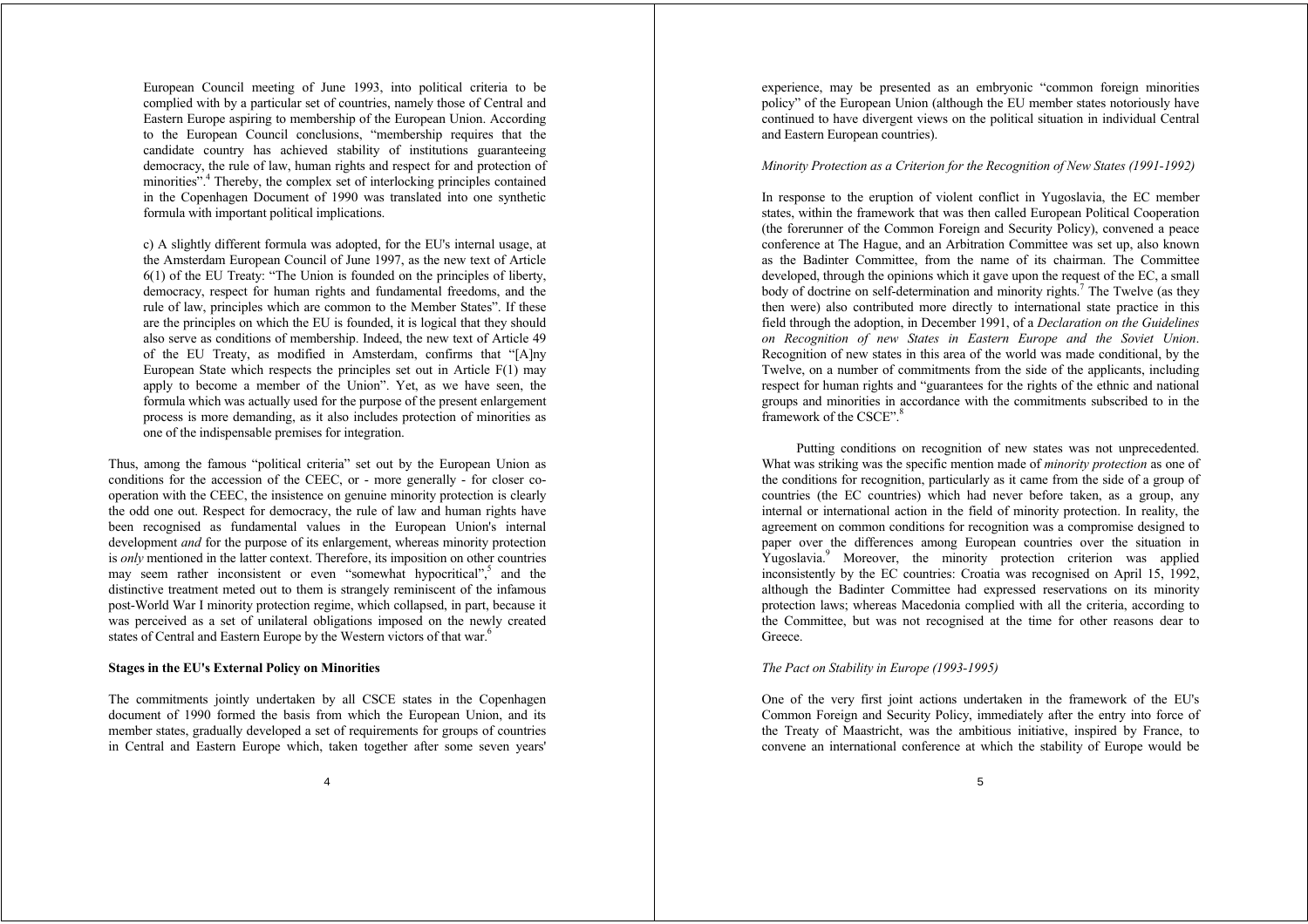European Council meeting of June 1993, into political criteria to be complied with by a particular set of countries, namely those of Central and Eastern Europe aspiring to membership of the European Union. According to the European Council conclusions, "membership requires that the candidate country has achieved stability of institutions guaranteeing democracy, the rule of law, human rights and respect for and protection of minorities".[4] Thereby, the complex set of interlocking principles contained in the Copenhagen Document of 1990 was translated into one synthetic formula with important political implications.

c) A slightly different formula was adopted, for the EU's internal usage, at the Amsterdam European Council of June 1997, as the new text of Article 6(1) of the EU Treaty: "The Union is founded on the principles of liberty, democracy, respect for human rights and fundamental freedoms, and the rule of law, principles which are common to the Member States". If these are the principles on which the EU is founded, it is logical that they should also serve as conditions of membership. Indeed, the new text of Article 49 of the EU Treaty, as modified in Amsterdam, confirms that "[A]ny European State which respects the principles set out in Article F(1) may apply to become a member of the Union". Yet, as we have seen, the formula which was actually used for the purpose of the present enlargement process is more demanding, as it also includes protection of minorities as one of the indispensable premises for integration.

Thus, among the famous "political criteria" set out by the European Union as conditions for the accession of the CEEC, or - more generally - for closer co-operation with the CEEC, the insistence on genuine minority protection is clearly the odd one out. Respect for democracy, the rule of law and human rights have been recognised as fundamental values in the European Union's internal development *and* for the purpose of its enlargement, whereas minority protection is *only* mentioned in the latter context. Therefore, its imposition on other countries may seem rather inconsistent or even "somewhat hypocritical",[5] and the distinctive treatment meted out to them is strangely reminiscent of the infamous post-World War I minority protection regime, which collapsed, in part, because it was perceived as a set of unilateral obligations imposed on the newly created states of Central and Eastern Europe by the Western victors of that war.[6]

**Stages in the EU's External Policy on Minorities**

The commitments jointly undertaken by all CSCE states in the Copenhagen document of 1990 formed the basis from which the European Union, and its member states, gradually developed a set of requirements for groups of countries in Central and Eastern Europe which, taken together after some seven years' experience, may be presented as an embryonic "common foreign minorities policy" of the European Union (although the EU member states notoriously have continued to have divergent views on the political situation in individual Central and Eastern European countries).

*Minority Protection as a Criterion for the Recognition of New States (1991-1992)*

In response to the eruption of violent conflict in Yugoslavia, the EC member states, within the framework that was then called European Political Cooperation (the forerunner of the Common Foreign and Security Policy), convened a peace conference at The Hague, and an Arbitration Committee was set up, also known as the Badinter Committee, from the name of its chairman. The Committee developed, through the opinions which it gave upon the request of the EC, a small body of doctrine on self-determination and minority rights.[7] The Twelve (as they then were) also contributed more directly to international state practice in this field through the adoption, in December 1991, of a *Declaration on the Guidelines on Recognition of new States in Eastern Europe and the Soviet Union*. Recognition of new states in this area of the world was made conditional, by the Twelve, on a number of commitments from the side of the applicants, including respect for human rights and "guarantees for the rights of the ethnic and national groups and minorities in accordance with the commitments subscribed to in the framework of the CSCE".[8]

Putting conditions on recognition of new states was not unprecedented. What was striking was the specific mention made of *minority protection* as one of the conditions for recognition, particularly as it came from the side of a group of countries (the EC countries) which had never before taken, as a group, any internal or international action in the field of minority protection. In reality, the agreement on common conditions for recognition was a compromise designed to paper over the differences among European countries over the situation in Yugoslavia.[9] Moreover, the minority protection criterion was applied inconsistently by the EC countries: Croatia was recognised on April 15, 1992, although the Badinter Committee had expressed reservations on its minority protection laws; whereas Macedonia complied with all the criteria, according to the Committee, but was not recognised at the time for other reasons dear to Greece.

*The Pact on Stability in Europe (1993-1995)*

One of the very first joint actions undertaken in the framework of the EU's Common Foreign and Security Policy, immediately after the entry into force of the Treaty of Maastricht, was the ambitious initiative, inspired by France, to convene an international conference at which the stability of Europe would be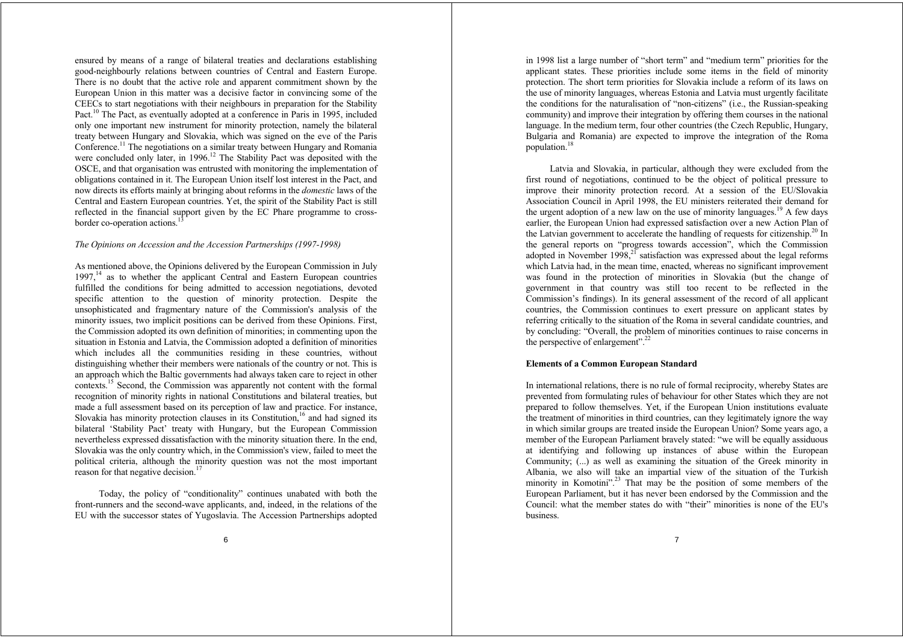ensured by means of a range of bilateral treaties and declarations establishing good-neighbourly relations between countries of Central and Eastern Europe. There is no doubt that the active role and apparent commitment shown by the European Union in this matter was a decisive factor in convincing some of the CEECs to start negotiations with their neighbours in preparation for the Stability Pact.[10] The Pact, as eventually adopted at a conference in Paris in 1995, included only one important new instrument for minority protection, namely the bilateral treaty between Hungary and Slovakia, which was signed on the eve of the Paris Conference.[11] The negotiations on a similar treaty between Hungary and Romania were concluded only later, in 1996.[12] The Stability Pact was deposited with the OSCE, and that organisation was entrusted with monitoring the implementation of obligations contained in it. The European Union itself lost interest in the Pact, and now directs its efforts mainly at bringing about reforms in the *domestic* laws of the Central and Eastern European countries. Yet, the spirit of the Stability Pact is still reflected in the financial support given by the EC Phare programme to cross-border co-operation actions.[13]

*The Opinions on Accession and the Accession Partnerships (1997-1998)*

As mentioned above, the Opinions delivered by the European Commission in July 1997,[14] as to whether the applicant Central and Eastern European countries fulfilled the conditions for being admitted to accession negotiations, devoted specific attention to the question of minority protection. Despite the unsophisticated and fragmentary nature of the Commission's analysis of the minority issues, two implicit positions can be derived from these Opinions. First, the Commission adopted its own definition of minorities; in commenting upon the situation in Estonia and Latvia, the Commission adopted a definition of minorities which includes all the communities residing in these countries, without distinguishing whether their members were nationals of the country or not. This is an approach which the Baltic governments had always taken care to reject in other contexts.[15] Second, the Commission was apparently not content with the formal recognition of minority rights in national Constitutions and bilateral treaties, but made a full assessment based on its perception of law and practice. For instance, Slovakia has minority protection clauses in its Constitution,[16] and had signed its bilateral 'Stability Pact' treaty with Hungary, but the European Commission nevertheless expressed dissatisfaction with the minority situation there. In the end, Slovakia was the only country which, in the Commission's view, failed to meet the political criteria, although the minority question was not the most important reason for that negative decision.[17]

Today, the policy of "conditionality" continues unabated with both the front-runners and the second-wave applicants, and, indeed, in the relations of the EU with the successor states of Yugoslavia. The Accession Partnerships adopted in 1998 list a large number of "short term" and "medium term" priorities for the applicant states. These priorities include some items in the field of minority protection. The short term priorities for Slovakia include a reform of its laws on the use of minority languages, whereas Estonia and Latvia must urgently facilitate the conditions for the naturalisation of "non-citizens" (i.e., the Russian-speaking community) and improve their integration by offering them courses in the national language. In the medium term, four other countries (the Czech Republic, Hungary, Bulgaria and Romania) are expected to improve the integration of the Roma population.[18]

Latvia and Slovakia, in particular, although they were excluded from the first round of negotiations, continued to be the object of political pressure to improve their minority protection record. At a session of the EU/Slovakia Association Council in April 1998, the EU ministers reiterated their demand for the urgent adoption of a new law on the use of minority languages.[19] A few days earlier, the European Union had expressed satisfaction over a new Action Plan of the Latvian government to accelerate the handling of requests for citizenship.[20] In the general reports on "progress towards accession", which the Commission adopted in November 1998,[21] satisfaction was expressed about the legal reforms which Latvia had, in the mean time, enacted, whereas no significant improvement was found in the protection of minorities in Slovakia (but the change of government in that country was still too recent to be reflected in the Commission's findings). In its general assessment of the record of all applicant countries, the Commission continues to exert pressure on applicant states by referring critically to the situation of the Roma in several candidate countries, and by concluding: "Overall, the problem of minorities continues to raise concerns in the perspective of enlargement".[22]

**Elements of a Common European Standard**

In international relations, there is no rule of formal reciprocity, whereby States are prevented from formulating rules of behaviour for other States which they are not prepared to follow themselves. Yet, if the European Union institutions evaluate the treatment of minorities in third countries, can they legitimately ignore the way in which similar groups are treated inside the European Union? Some years ago, a member of the European Parliament bravely stated: "we will be equally assiduous at identifying and following up instances of abuse within the European Community; (...) as well as examining the situation of the Greek minority in Albania, we also will take an impartial view of the situation of the Turkish minority in Komotini".[23] That may be the position of some members of the European Parliament, but it has never been endorsed by the Commission and the Council: what the member states do with "their" minorities is none of the EU's business.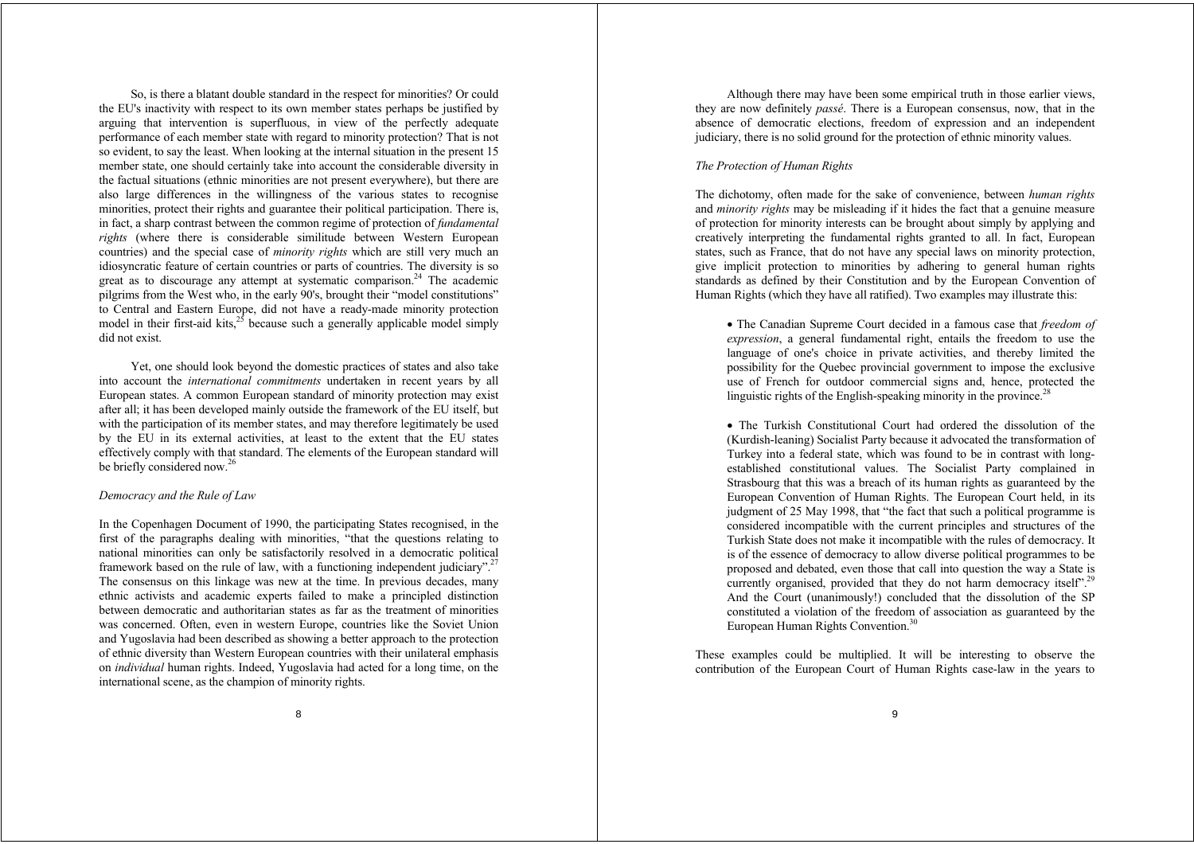So, is there a blatant double standard in the respect for minorities? Or could the EU's inactivity with respect to its own member states perhaps be justified by arguing that intervention is superfluous, in view of the perfectly adequate performance of each member state with regard to minority protection? That is not so evident, to say the least. When looking at the internal situation in the present 15 member state, one should certainly take into account the considerable diversity in the factual situations (ethnic minorities are not present everywhere), but there are also large differences in the willingness of the various states to recognise minorities, protect their rights and guarantee their political participation. There is, in fact, a sharp contrast between the common regime of protection of *fundamental rights* (where there is considerable similitude between Western European countries) and the special case of *minority rights* which are still very much an idiosyncratic feature of certain countries or parts of countries. The diversity is so great as to discourage any attempt at systematic comparison.[24] The academic pilgrims from the West who, in the early 90's, brought their "model constitutions" to Central and Eastern Europe, did not have a ready-made minority protection model in their first-aid kits,[25] because such a generally applicable model simply did not exist.

Yet, one should look beyond the domestic practices of states and also take into account the *international commitments* undertaken in recent years by all European states. A common European standard of minority protection may exist after all; it has been developed mainly outside the framework of the EU itself, but with the participation of its member states, and may therefore legitimately be used by the EU in its external activities, at least to the extent that the EU states effectively comply with that standard. The elements of the European standard will be briefly considered now.[26]

### *Democracy and the Rule of Law*

In the Copenhagen Document of 1990, the participating States recognised, in the first of the paragraphs dealing with minorities, "that the questions relating to national minorities can only be satisfactorily resolved in a democratic political framework based on the rule of law, with a functioning independent judiciary".[27] The consensus on this linkage was new at the time. In previous decades, many ethnic activists and academic experts failed to make a principled distinction between democratic and authoritarian states as far as the treatment of minorities was concerned. Often, even in western Europe, countries like the Soviet Union and Yugoslavia had been described as showing a better approach to the protection of ethnic diversity than Western European countries with their unilateral emphasis on *individual* human rights. Indeed, Yugoslavia had acted for a long time, on the international scene, as the champion of minority rights.

Although there may have been some empirical truth in those earlier views, they are now definitely *passé*. There is a European consensus, now, that in the absence of democratic elections, freedom of expression and an independent judiciary, there is no solid ground for the protection of ethnic minority values.

### *The Protection of Human Rights*

The dichotomy, often made for the sake of convenience, between *human rights* and *minority rights* may be misleading if it hides the fact that a genuine measure of protection for minority interests can be brought about simply by applying and creatively interpreting the fundamental rights granted to all. In fact, European states, such as France, that do not have any special laws on minority protection, give implicit protection to minorities by adhering to general human rights standards as defined by their Constitution and by the European Convention of Human Rights (which they have all ratified). Two examples may illustrate this:

- The Canadian Supreme Court decided in a famous case that *freedom of expression*, a general fundamental right, entails the freedom to use the language of one's choice in private activities, and thereby limited the possibility for the Quebec provincial government to impose the exclusive use of French for outdoor commercial signs and, hence, protected the linguistic rights of the English-speaking minority in the province.[28]

- The Turkish Constitutional Court had ordered the dissolution of the (Kurdish-leaning) Socialist Party because it advocated the transformation of Turkey into a federal state, which was found to be in contrast with long-established constitutional values. The Socialist Party complained in Strasbourg that this was a breach of its human rights as guaranteed by the European Convention of Human Rights. The European Court held, in its judgment of 25 May 1998, that "the fact that such a political programme is considered incompatible with the current principles and structures of the Turkish State does not make it incompatible with the rules of democracy. It is of the essence of democracy to allow diverse political programmes to be proposed and debated, even those that call into question the way a State is currently organised, provided that they do not harm democracy itself".[29] And the Court (unanimously!) concluded that the dissolution of the SP constituted a violation of the freedom of association as guaranteed by the European Human Rights Convention.[30]

These examples could be multiplied. It will be interesting to observe the contribution of the European Court of Human Rights case-law in the years to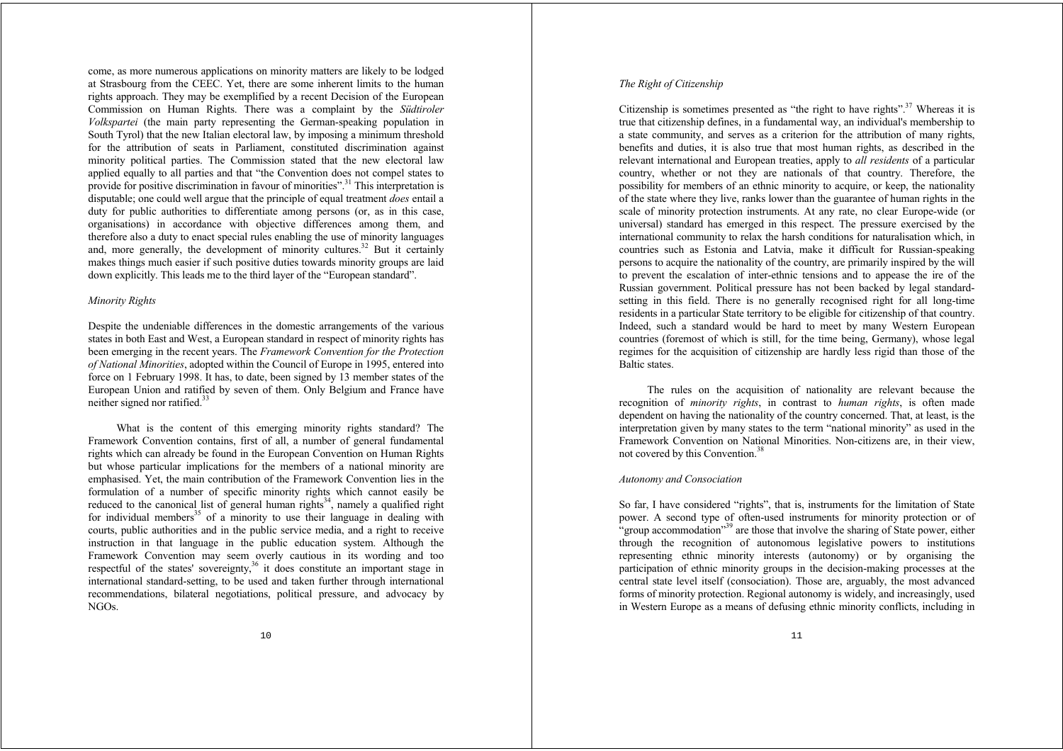come, as more numerous applications on minority matters are likely to be lodged at Strasbourg from the CEEC. Yet, there are some inherent limits to the human rights approach. They may be exemplified by a recent Decision of the European Commission on Human Rights. There was a complaint by the *Südtiroler Volkspartei* (the main party representing the German-speaking population in South Tyrol) that the new Italian electoral law, by imposing a minimum threshold for the attribution of seats in Parliament, constituted discrimination against minority political parties. The Commission stated that the new electoral law applied equally to all parties and that "the Convention does not compel states to provide for positive discrimination in favour of minorities".[31] This interpretation is disputable; one could well argue that the principle of equal treatment *does* entail a duty for public authorities to differentiate among persons (or, as in this case, organisations) in accordance with objective differences among them, and therefore also a duty to enact special rules enabling the use of minority languages and, more generally, the development of minority cultures.[32] But it certainly makes things much easier if such positive duties towards minority groups are laid down explicitly. This leads me to the third layer of the "European standard".

### *Minority Rights*

Despite the undeniable differences in the domestic arrangements of the various states in both East and West, a European standard in respect of minority rights has been emerging in the recent years. The *Framework Convention for the Protection of National Minorities*, adopted within the Council of Europe in 1995, entered into force on 1 February 1998. It has, to date, been signed by 13 member states of the European Union and ratified by seven of them. Only Belgium and France have neither signed nor ratified.[33]

What is the content of this emerging minority rights standard? The Framework Convention contains, first of all, a number of general fundamental rights which can already be found in the European Convention on Human Rights but whose particular implications for the members of a national minority are emphasised. Yet, the main contribution of the Framework Convention lies in the formulation of a number of specific minority rights which cannot easily be reduced to the canonical list of general human rights[34], namely a qualified right for individual members[35] of a minority to use their language in dealing with courts, public authorities and in the public service media, and a right to receive instruction in that language in the public education system. Although the Framework Convention may seem overly cautious in its wording and too respectful of the states' sovereignty,[36] it does constitute an important stage in international standard-setting, to be used and taken further through international recommendations, bilateral negotiations, political pressure, and advocacy by NGOs.

### *The Right of Citizenship*

Citizenship is sometimes presented as "the right to have rights".[37] Whereas it is true that citizenship defines, in a fundamental way, an individual's membership to a state community, and serves as a criterion for the attribution of many rights, benefits and duties, it is also true that most human rights, as described in the relevant international and European treaties, apply to *all residents* of a particular country, whether or not they are nationals of that country. Therefore, the possibility for members of an ethnic minority to acquire, or keep, the nationality of the state where they live, ranks lower than the guarantee of human rights in the scale of minority protection instruments. At any rate, no clear Europe-wide (or universal) standard has emerged in this respect. The pressure exercised by the international community to relax the harsh conditions for naturalisation which, in countries such as Estonia and Latvia, make it difficult for Russian-speaking persons to acquire the nationality of the country, are primarily inspired by the will to prevent the escalation of inter-ethnic tensions and to appease the ire of the Russian government. Political pressure has not been backed by legal standard-setting in this field. There is no generally recognised right for all long-time residents in a particular State territory to be eligible for citizenship of that country. Indeed, such a standard would be hard to meet by many Western European countries (foremost of which is still, for the time being, Germany), whose legal regimes for the acquisition of citizenship are hardly less rigid than those of the Baltic states.

The rules on the acquisition of nationality are relevant because the recognition of *minority rights*, in contrast to *human rights*, is often made dependent on having the nationality of the country concerned. That, at least, is the interpretation given by many states to the term "national minority" as used in the Framework Convention on National Minorities. Non-citizens are, in their view, not covered by this Convention.[38]

### *Autonomy and Consociation*

So far, I have considered "rights", that is, instruments for the limitation of State power. A second type of often-used instruments for minority protection or of "group accommodation"[39] are those that involve the sharing of State power, either through the recognition of autonomous legislative powers to institutions representing ethnic minority interests (autonomy) or by organising the participation of ethnic minority groups in the decision-making processes at the central state level itself (consociation). Those are, arguably, the most advanced forms of minority protection. Regional autonomy is widely, and increasingly, used in Western Europe as a means of defusing ethnic minority conflicts, including in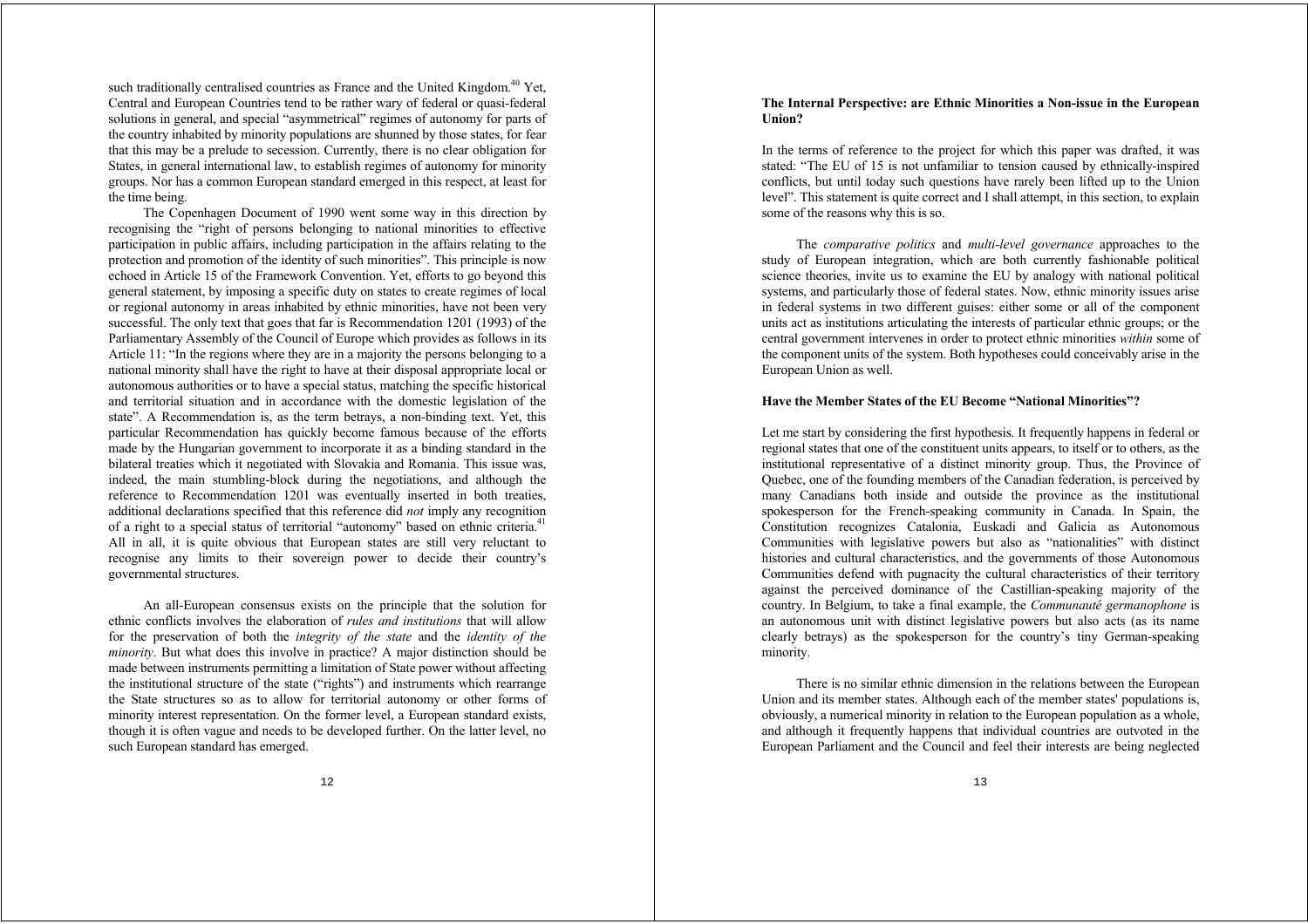such traditionally centralised countries as France and the United Kingdom.[40] Yet, Central and European Countries tend to be rather wary of federal or quasi-federal solutions in general, and special "asymmetrical" regimes of autonomy for parts of the country inhabited by minority populations are shunned by those states, for fear that this may be a prelude to secession. Currently, there is no clear obligation for States, in general international law, to establish regimes of autonomy for minority groups. Nor has a common European standard emerged in this respect, at least for the time being.

The Copenhagen Document of 1990 went some way in this direction by recognising the "right of persons belonging to national minorities to effective participation in public affairs, including participation in the affairs relating to the protection and promotion of the identity of such minorities". This principle is now echoed in Article 15 of the Framework Convention. Yet, efforts to go beyond this general statement, by imposing a specific duty on states to create regimes of local or regional autonomy in areas inhabited by ethnic minorities, have not been very successful. The only text that goes that far is Recommendation 1201 (1993) of the Parliamentary Assembly of the Council of Europe which provides as follows in its Article 11: "In the regions where they are in a majority the persons belonging to a national minority shall have the right to have at their disposal appropriate local or autonomous authorities or to have a special status, matching the specific historical and territorial situation and in accordance with the domestic legislation of the state". A Recommendation is, as the term betrays, a non-binding text. Yet, this particular Recommendation has quickly become famous because of the efforts made by the Hungarian government to incorporate it as a binding standard in the bilateral treaties which it negotiated with Slovakia and Romania. This issue was, indeed, the main stumbling-block during the negotiations, and although the reference to Recommendation 1201 was eventually inserted in both treaties, additional declarations specified that this reference did *not* imply any recognition of a right to a special status of territorial "autonomy" based on ethnic criteria.[41] All in all, it is quite obvious that European states are still very reluctant to recognise any limits to their sovereign power to decide their country's governmental structures.

An all-European consensus exists on the principle that the solution for ethnic conflicts involves the elaboration of *rules and institutions* that will allow for the preservation of both the *integrity of the state* and the *identity of the minority*. But what does this involve in practice? A major distinction should be made between instruments permitting a limitation of State power without affecting the institutional structure of the state ("rights") and instruments which rearrange the State structures so as to allow for territorial autonomy or other forms of minority interest representation. On the former level, a European standard exists, though it is often vague and needs to be developed further. On the latter level, no such European standard has emerged.

## The Internal Perspective: are Ethnic Minorities a Non-issue in the European Union?

In the terms of reference to the project for which this paper was drafted, it was stated: "The EU of 15 is not unfamiliar to tension caused by ethnically-inspired conflicts, but until today such questions have rarely been lifted up to the Union level". This statement is quite correct and I shall attempt, in this section, to explain some of the reasons why this is so.

The *comparative politics* and *multi-level governance* approaches to the study of European integration, which are both currently fashionable political science theories, invite us to examine the EU by analogy with national political systems, and particularly those of federal states. Now, ethnic minority issues arise in federal systems in two different guises: either some or all of the component units act as institutions articulating the interests of particular ethnic groups; or the central government intervenes in order to protect ethnic minorities *within* some of the component units of the system. Both hypotheses could conceivably arise in the European Union as well.

### Have the Member States of the EU Become "National Minorities"?

Let me start by considering the first hypothesis. It frequently happens in federal or regional states that one of the constituent units appears, to itself or to others, as the institutional representative of a distinct minority group. Thus, the Province of Quebec, one of the founding members of the Canadian federation, is perceived by many Canadians both inside and outside the province as the institutional spokesperson for the French-speaking community in Canada. In Spain, the Constitution recognizes Catalonia, Euskadi and Galicia as Autonomous Communities with legislative powers but also as "nationalities" with distinct histories and cultural characteristics, and the governments of those Autonomous Communities defend with pugnacity the cultural characteristics of their territory against the perceived dominance of the Castillian-speaking majority of the country. In Belgium, to take a final example, the *Communauté germanophone* is an autonomous unit with distinct legislative powers but also acts (as its name clearly betrays) as the spokesperson for the country's tiny German-speaking minority.

There is no similar ethnic dimension in the relations between the European Union and its member states. Although each of the member states' populations is, obviously, a numerical minority in relation to the European population as a whole, and although it frequently happens that individual countries are outvoted in the European Parliament and the Council and feel their interests are being neglected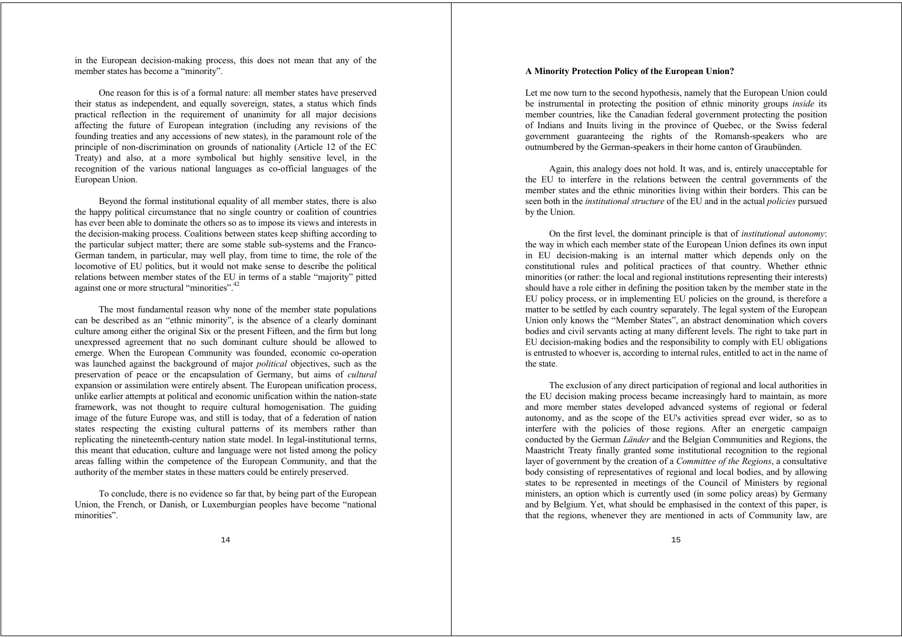in the European decision-making process, this does not mean that any of the member states has become a "minority".

One reason for this is of a formal nature: all member states have preserved their status as independent, and equally sovereign, states, a status which finds practical reflection in the requirement of unanimity for all major decisions affecting the future of European integration (including any revisions of the founding treaties and any accessions of new states), in the paramount role of the principle of non-discrimination on grounds of nationality (Article 12 of the EC Treaty) and also, at a more symbolical but highly sensitive level, in the recognition of the various national languages as co-official languages of the European Union.

Beyond the formal institutional equality of all member states, there is also the happy political circumstance that no single country or coalition of countries has ever been able to dominate the others so as to impose its views and interests in the decision-making process. Coalitions between states keep shifting according to the particular subject matter; there are some stable sub-systems and the Franco-German tandem, in particular, may well play, from time to time, the role of the locomotive of EU politics, but it would not make sense to describe the political relations between member states of the EU in terms of a stable "majority" pitted against one or more structural "minorities".[42]

The most fundamental reason why none of the member state populations can be described as an "ethnic minority", is the absence of a clearly dominant culture among either the original Six or the present Fifteen, and the firm but long unexpressed agreement that no such dominant culture should be allowed to emerge. When the European Community was founded, economic co-operation was launched against the background of major *political* objectives, such as the preservation of peace or the encapsulation of Germany, but aims of *cultural* expansion or assimilation were entirely absent. The European unification process, unlike earlier attempts at political and economic unification within the nation-state framework, was not thought to require cultural homogenisation. The guiding image of the future Europe was, and still is today, that of a federation of nation states respecting the existing cultural patterns of its members rather than replicating the nineteenth-century nation state model. In legal-institutional terms, this meant that education, culture and language were not listed among the policy areas falling within the competence of the European Community, and that the authority of the member states in these matters could be entirely preserved.

To conclude, there is no evidence so far that, by being part of the European Union, the French, or Danish, or Luxemburgian peoples have become "national minorities".

**A Minority Protection Policy of the European Union?**

Let me now turn to the second hypothesis, namely that the European Union could be instrumental in protecting the position of ethnic minority groups *inside* its member countries, like the Canadian federal government protecting the position of Indians and Inuits living in the province of Quebec, or the Swiss federal government guaranteeing the rights of the Romansh-speakers who are outnumbered by the German-speakers in their home canton of Graubünden.

Again, this analogy does not hold. It was, and is, entirely unacceptable for the EU to interfere in the relations between the central governments of the member states and the ethnic minorities living within their borders. This can be seen both in the *institutional structure* of the EU and in the actual *policies* pursued by the Union.

On the first level, the dominant principle is that of *institutional autonomy*: the way in which each member state of the European Union defines its own input in EU decision-making is an internal matter which depends only on the constitutional rules and political practices of that country. Whether ethnic minorities (or rather: the local and regional institutions representing their interests) should have a role either in defining the position taken by the member state in the EU policy process, or in implementing EU policies on the ground, is therefore a matter to be settled by each country separately. The legal system of the European Union only knows the "Member States", an abstract denomination which covers bodies and civil servants acting at many different levels. The right to take part in EU decision-making bodies and the responsibility to comply with EU obligations is entrusted to whoever is, according to internal rules, entitled to act in the name of the state.

The exclusion of any direct participation of regional and local authorities in the EU decision making process became increasingly hard to maintain, as more and more member states developed advanced systems of regional or federal autonomy, and as the scope of the EU's activities spread ever wider, so as to interfere with the policies of those regions. After an energetic campaign conducted by the German *Länder* and the Belgian Communities and Regions, the Maastricht Treaty finally granted some institutional recognition to the regional layer of government by the creation of a *Committee of the Regions*, a consultative body consisting of representatives of regional and local bodies, and by allowing states to be represented in meetings of the Council of Ministers by regional ministers, an option which is currently used (in some policy areas) by Germany and by Belgium. Yet, what should be emphasised in the context of this paper, is that the regions, whenever they are mentioned in acts of Community law, are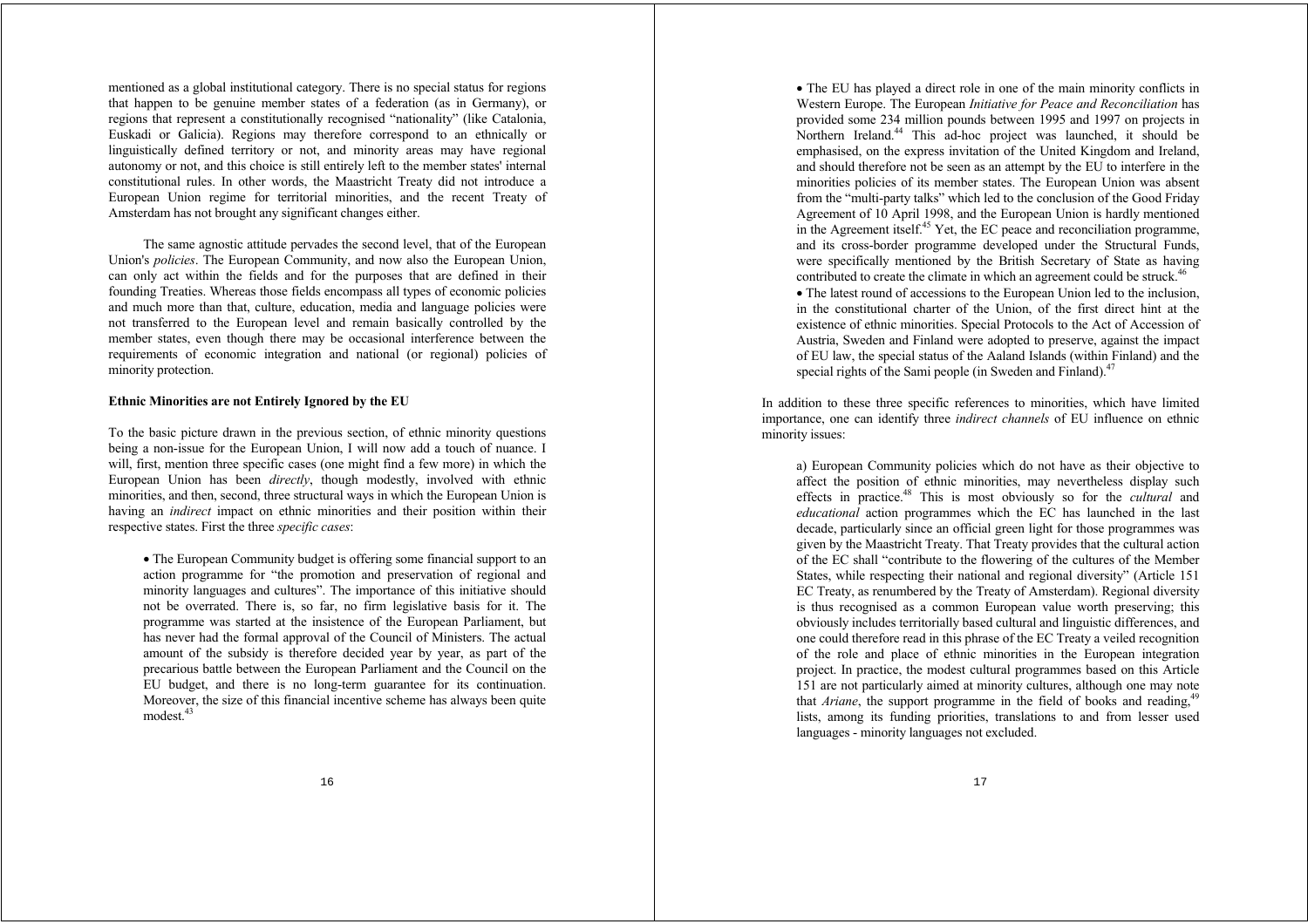mentioned as a global institutional category. There is no special status for regions that happen to be genuine member states of a federation (as in Germany), or regions that represent a constitutionally recognised "nationality" (like Catalonia, Euskadi or Galicia). Regions may therefore correspond to an ethnically or linguistically defined territory or not, and minority areas may have regional autonomy or not, and this choice is still entirely left to the member states' internal constitutional rules. In other words, the Maastricht Treaty did not introduce a European Union regime for territorial minorities, and the recent Treaty of Amsterdam has not brought any significant changes either.

The same agnostic attitude pervades the second level, that of the European Union's *policies*. The European Community, and now also the European Union, can only act within the fields and for the purposes that are defined in their founding Treaties. Whereas those fields encompass all types of economic policies and much more than that, culture, education, media and language policies were not transferred to the European level and remain basically controlled by the member states, even though there may be occasional interference between the requirements of economic integration and national (or regional) policies of minority protection.

**Ethnic Minorities are not Entirely Ignored by the EU**

To the basic picture drawn in the previous section, of ethnic minority questions being a non-issue for the European Union, I will now add a touch of nuance. I will, first, mention three specific cases (one might find a few more) in which the European Union has been *directly*, though modestly, involved with ethnic minorities, and then, second, three structural ways in which the European Union is having an *indirect* impact on ethnic minorities and their position within their respective states. First the three *specific cases*:

- The European Community budget is offering some financial support to an action programme for "the promotion and preservation of regional and minority languages and cultures". The importance of this initiative should not be overrated. There is, so far, no firm legislative basis for it. The programme was started at the insistence of the European Parliament, but has never had the formal approval of the Council of Ministers. The actual amount of the subsidy is therefore decided year by year, as part of the precarious battle between the European Parliament and the Council on the EU budget, and there is no long-term guarantee for its continuation. Moreover, the size of this financial incentive scheme has always been quite modest.[43]
- The EU has played a direct role in one of the main minority conflicts in Western Europe. The European *Initiative for Peace and Reconciliation* has provided some 234 million pounds between 1995 and 1997 on projects in Northern Ireland.[44] This ad-hoc project was launched, it should be emphasised, on the express invitation of the United Kingdom and Ireland, and should therefore not be seen as an attempt by the EU to interfere in the minorities policies of its member states. The European Union was absent from the "multi-party talks" which led to the conclusion of the Good Friday Agreement of 10 April 1998, and the European Union is hardly mentioned in the Agreement itself.[45] Yet, the EC peace and reconciliation programme, and its cross-border programme developed under the Structural Funds, were specifically mentioned by the British Secretary of State as having contributed to create the climate in which an agreement could be struck.[46]
- The latest round of accessions to the European Union led to the inclusion, in the constitutional charter of the Union, of the first direct hint at the existence of ethnic minorities. Special Protocols to the Act of Accession of Austria, Sweden and Finland were adopted to preserve, against the impact of EU law, the special status of the Aaland Islands (within Finland) and the special rights of the Sami people (in Sweden and Finland).[47]

In addition to these three specific references to minorities, which have limited importance, one can identify three *indirect channels* of EU influence on ethnic minority issues:

a) European Community policies which do not have as their objective to affect the position of ethnic minorities, may nevertheless display such effects in practice.[48] This is most obviously so for the *cultural* and *educational* action programmes which the EC has launched in the last decade, particularly since an official green light for those programmes was given by the Maastricht Treaty. That Treaty provides that the cultural action of the EC shall "contribute to the flowering of the cultures of the Member States, while respecting their national and regional diversity" (Article 151 EC Treaty, as renumbered by the Treaty of Amsterdam). Regional diversity is thus recognised as a common European value worth preserving; this obviously includes territorially based cultural and linguistic differences, and one could therefore read in this phrase of the EC Treaty a veiled recognition of the role and place of ethnic minorities in the European integration project. In practice, the modest cultural programmes based on this Article 151 are not particularly aimed at minority cultures, although one may note that *Ariane*, the support programme in the field of books and reading,[49] lists, among its funding priorities, translations to and from lesser used languages - minority languages not excluded.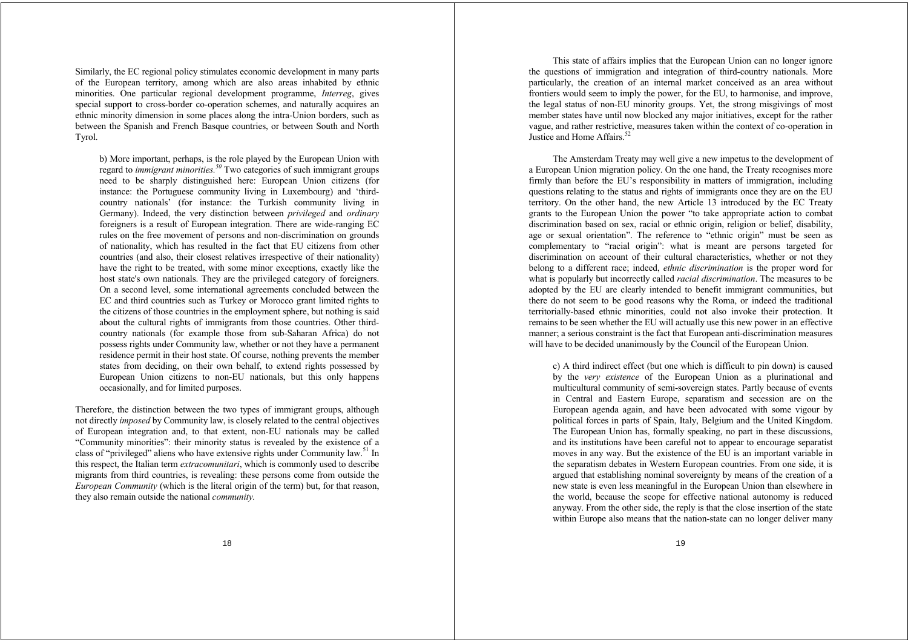Similarly, the EC regional policy stimulates economic development in many parts of the European territory, among which are also areas inhabited by ethnic minorities. One particular regional development programme, *Interreg*, gives special support to cross-border co-operation schemes, and naturally acquires an ethnic minority dimension in some places along the intra-Union borders, such as between the Spanish and French Basque countries, or between South and North Tyrol.

> b) More important, perhaps, is the role played by the European Union with regard to *immigrant minorities.*[50] Two categories of such immigrant groups need to be sharply distinguished here: European Union citizens (for instance: the Portuguese community living in Luxembourg) and 'third-country nationals' (for instance: the Turkish community living in Germany). Indeed, the very distinction between *privileged* and *ordinary* foreigners is a result of European integration. There are wide-ranging EC rules on the free movement of persons and non-discrimination on grounds of nationality, which has resulted in the fact that EU citizens from other countries (and also, their closest relatives irrespective of their nationality) have the right to be treated, with some minor exceptions, exactly like the host state's own nationals. They are the privileged category of foreigners. On a second level, some international agreements concluded between the EC and third countries such as Turkey or Morocco grant limited rights to the citizens of those countries in the employment sphere, but nothing is said about the cultural rights of immigrants from those countries. Other third-country nationals (for example those from sub-Saharan Africa) do not possess rights under Community law, whether or not they have a permanent residence permit in their host state. Of course, nothing prevents the member states from deciding, on their own behalf, to extend rights possessed by European Union citizens to non-EU nationals, but this only happens occasionally, and for limited purposes.

Therefore, the distinction between the two types of immigrant groups, although not directly *imposed* by Community law, is closely related to the central objectives of European integration and, to that extent, non-EU nationals may be called "Community minorities": their minority status is revealed by the existence of a class of "privileged" aliens who have extensive rights under Community law.[51] In this respect, the Italian term *extracomunitari*, which is commonly used to describe migrants from third countries, is revealing: these persons come from outside the *European Community* (which is the literal origin of the term) but, for that reason, they also remain outside the national *community.*

This state of affairs implies that the European Union can no longer ignore the questions of immigration and integration of third-country nationals. More particularly, the creation of an internal market conceived as an area without frontiers would seem to imply the power, for the EU, to harmonise, and improve, the legal status of non-EU minority groups. Yet, the strong misgivings of most member states have until now blocked any major initiatives, except for the rather vague, and rather restrictive, measures taken within the context of co-operation in Justice and Home Affairs.[52]

The Amsterdam Treaty may well give a new impetus to the development of a European Union migration policy. On the one hand, the Treaty recognises more firmly than before the EU's responsibility in matters of immigration, including questions relating to the status and rights of immigrants once they are on the EU territory. On the other hand, the new Article 13 introduced by the EC Treaty grants to the European Union the power "to take appropriate action to combat discrimination based on sex, racial or ethnic origin, religion or belief, disability, age or sexual orientation". The reference to "ethnic origin" must be seen as complementary to "racial origin": what is meant are persons targeted for discrimination on account of their cultural characteristics, whether or not they belong to a different race; indeed, *ethnic discrimination* is the proper word for what is popularly but incorrectly called *racial discrimination*. The measures to be adopted by the EU are clearly intended to benefit immigrant communities, but there do not seem to be good reasons why the Roma, or indeed the traditional territorially-based ethnic minorities, could not also invoke their protection. It remains to be seen whether the EU will actually use this new power in an effective manner; a serious constraint is the fact that European anti-discrimination measures will have to be decided unanimously by the Council of the European Union.

> c) A third indirect effect (but one which is difficult to pin down) is caused by the *very existence* of the European Union as a plurinational and multicultural community of semi-sovereign states. Partly because of events in Central and Eastern Europe, separatism and secession are on the European agenda again, and have been advocated with some vigour by political forces in parts of Spain, Italy, Belgium and the United Kingdom. The European Union has, formally speaking, no part in these discussions, and its institutions have been careful not to appear to encourage separatist moves in any way. But the existence of the EU is an important variable in the separatism debates in Western European countries. From one side, it is argued that establishing nominal sovereignty by means of the creation of a new state is even less meaningful in the European Union than elsewhere in the world, because the scope for effective national autonomy is reduced anyway. From the other side, the reply is that the close insertion of the state within Europe also means that the nation-state can no longer deliver many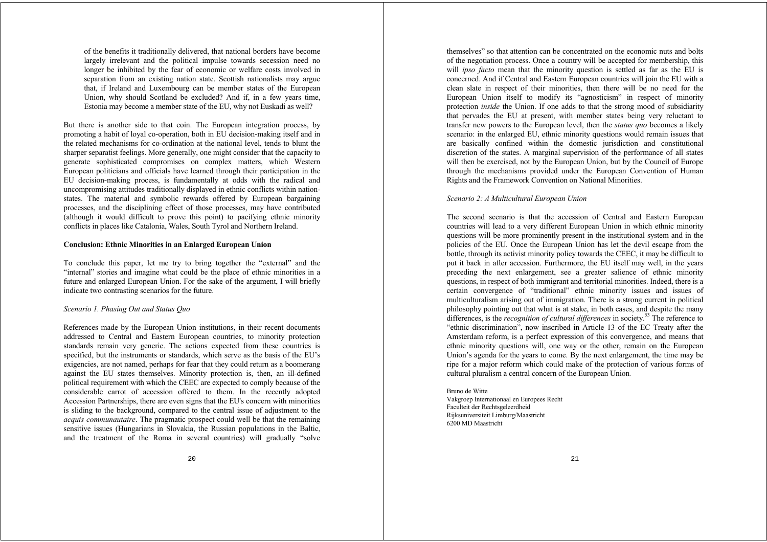of the benefits it traditionally delivered, that national borders have become largely irrelevant and the political impulse towards secession need no longer be inhibited by the fear of economic or welfare costs involved in separation from an existing nation state. Scottish nationalists may argue that, if Ireland and Luxembourg can be member states of the European Union, why should Scotland be excluded? And if, in a few years time, Estonia may become a member state of the EU, why not Euskadi as well?

But there is another side to that coin. The European integration process, by promoting a habit of loyal co-operation, both in EU decision-making itself and in the related mechanisms for co-ordination at the national level, tends to blunt the sharper separatist feelings. More generally, one might consider that the capacity to generate sophisticated compromises on complex matters, which Western European politicians and officials have learned through their participation in the EU decision-making process, is fundamentally at odds with the radical and uncompromising attitudes traditionally displayed in ethnic conflicts within nation-states. The material and symbolic rewards offered by European bargaining processes, and the disciplining effect of those processes, may have contributed (although it would difficult to prove this point) to pacifying ethnic minority conflicts in places like Catalonia, Wales, South Tyrol and Northern Ireland.

**Conclusion: Ethnic Minorities in an Enlarged European Union**

To conclude this paper, let me try to bring together the "external" and the "internal" stories and imagine what could be the place of ethnic minorities in a future and enlarged European Union. For the sake of the argument, I will briefly indicate two contrasting scenarios for the future.

*Scenario 1. Phasing Out and Status Quo*

References made by the European Union institutions, in their recent documents addressed to Central and Eastern European countries, to minority protection standards remain very generic. The actions expected from these countries is specified, but the instruments or standards, which serve as the basis of the EU's exigencies, are not named, perhaps for fear that they could return as a boomerang against the EU states themselves. Minority protection is, then, an ill-defined political requirement with which the CEEC are expected to comply because of the considerable carrot of accession offered to them. In the recently adopted Accession Partnerships, there are even signs that the EU's concern with minorities is sliding to the background, compared to the central issue of adjustment to the *acquis communautaire*. The pragmatic prospect could well be that the remaining sensitive issues (Hungarians in Slovakia, the Russian populations in the Baltic, and the treatment of the Roma in several countries) will gradually "solve themselves" so that attention can be concentrated on the economic nuts and bolts of the negotiation process. Once a country will be accepted for membership, this will *ipso facto* mean that the minority question is settled as far as the EU is concerned. And if Central and Eastern European countries will join the EU with a clean slate in respect of their minorities, then there will be no need for the European Union itself to modify its "agnosticism" in respect of minority protection *inside* the Union. If one adds to that the strong mood of subsidiarity that pervades the EU at present, with member states being very reluctant to transfer new powers to the European level, then the *status quo* becomes a likely scenario: in the enlarged EU, ethnic minority questions would remain issues that are basically confined within the domestic jurisdiction and constitutional discretion of the states. A marginal supervision of the performance of all states will then be exercised, not by the European Union, but by the Council of Europe through the mechanisms provided under the European Convention of Human Rights and the Framework Convention on National Minorities.

*Scenario 2: A Multicultural European Union*

The second scenario is that the accession of Central and Eastern European countries will lead to a very different European Union in which ethnic minority questions will be more prominently present in the institutional system and in the policies of the EU. Once the European Union has let the devil escape from the bottle, through its activist minority policy towards the CEEC, it may be difficult to put it back in after accession. Furthermore, the EU itself may well, in the years preceding the next enlargement, see a greater salience of ethnic minority questions, in respect of both immigrant and territorial minorities. Indeed, there is a certain convergence of "traditional" ethnic minority issues and issues of multiculturalism arising out of immigration. There is a strong current in political philosophy pointing out that what is at stake, in both cases, and despite the many differences, is the *recognition of cultural differences* in society.[53] The reference to "ethnic discrimination", now inscribed in Article 13 of the EC Treaty after the Amsterdam reform, is a perfect expression of this convergence, and means that ethnic minority questions will, one way or the other, remain on the European Union's agenda for the years to come. By the next enlargement, the time may be ripe for a major reform which could make of the protection of various forms of cultural pluralism a central concern of the European Union.

Bruno de Witte  
Vakgroep Internationaal en Europees Recht  
Faculteit der Rechtsgeleerdheid  
Rijksuniversiteit Limburg/Maastricht  
6200 MD Maastricht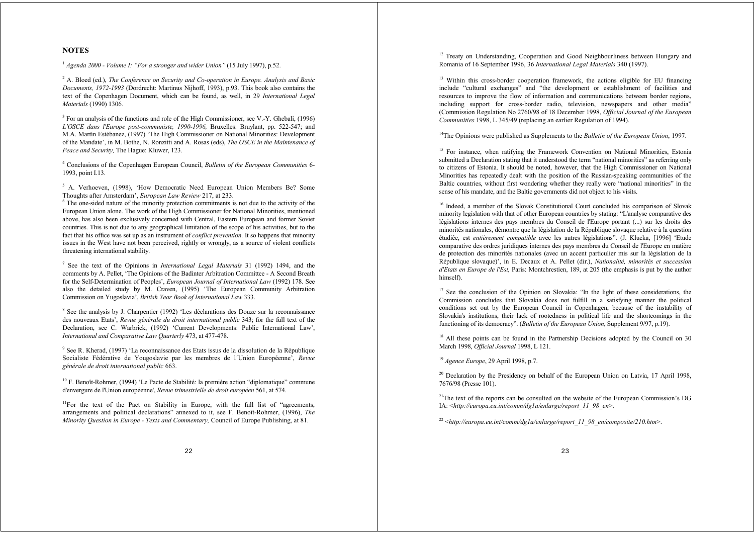**NOTES**

[1] *Agenda 2000 - Volume I: "For a stronger and wider Union"* (15 July 1997), p.52.

[2] A. Bloed (ed.), *The Conference on Security and Co-operation in Europe. Analysis and Basic Documents, 1972-1993* (Dordrecht: Martinus Nijhoff, 1993), p.93. This book also contains the text of the Copenhagen Document, which can be found, as well, in 29 *International Legal Materials* (1990) 1306.

[3] For an analysis of the functions and role of the High Commissioner, see V.-Y. Ghebali, (1996) *L'OSCE dans l'Europe post-communiste, 1990-1996,* Bruxelles: Bruylant, pp. 522-547; and M.A. Martín Estébanez, (1997) 'The High Commissioner on National Minorities: Development of the Mandate', in M. Bothe, N. Ronzitti and A. Rosas (eds), *The OSCE in the Maintenance of Peace and Security,* The Hague: Kluwer, 123.

[4] Conclusions of the Copenhagen European Council, *Bulletin of the European Communities* 6-1993, point I.13.

[5] A. Verhoeven, (1998), 'How Democratic Need European Union Members Be? Some Thoughts after Amsterdam', *European Law Review* 217, at 233.

[6] The one-sided nature of the minority protection commitments is not due to the activity of the European Union alone. The work of the High Commissioner for National Minorities, mentioned above, has also been exclusively concerned with Central, Eastern European and former Soviet countries. This is not due to any geographical limitation of the scope of his activities, but to the fact that his office was set up as an instrument of *conflict prevention*. It so happens that minority issues in the West have not been perceived, rightly or wrongly, as a source of violent conflicts threatening international stability.

[7] See the text of the Opinions in *International Legal Materials* 31 (1992) 1494, and the comments by A. Pellet, 'The Opinions of the Badinter Arbitration Committee - A Second Breath for the Self-Determination of Peoples', *European Journal of International Law* (1992) 178. See also the detailed study by M. Craven, (1995) 'The European Community Arbitration Commission on Yugoslavia', *British Year Book of International Law* 333.

[8] See the analysis by J. Charpentier (1992) 'Les déclarations des Douze sur la reconnaissance des nouveaux Etats', *Revue générale du droit international public* 343; for the full text of the Declaration, see C. Warbrick, (1992) 'Current Developments: Public International Law', *International and Comparative Law Quarterly* 473, at 477-478.

[9] See R. Kherad, (1997) 'La reconnaissance des Etats issus de la dissolution de la République Socialiste Fédérative de Yougoslavie par les membres de l´Union Européenne', *Revue générale de droit international public* 663.

[10] F. Benoît-Rohmer, (1994) 'Le Pacte de Stabilité: la première action "diplomatique" commune d'envergure de l'Union européenne', *Revue trimestrielle de droit européen* 561, at 574.

[11] For the text of the Pact on Stability in Europe, with the full list of "agreements, arrangements and political declarations" annexed to it, see F. Benoît-Rohmer, (1996), *The Minority Question in Europe - Texts and Commentary,* Council of Europe Publishing, at 81.

[12] Treaty on Understanding, Cooperation and Good Neighbourliness between Hungary and Romania of 16 September 1996, 36 *International Legal Materials* 340 (1997).

[13] Within this cross-border cooperation framework, the actions eligible for EU financing include "cultural exchanges" and "the development or establishment of facilities and resources to improve the flow of information and communications between border regions, including support for cross-border radio, television, newspapers and other media" (Commission Regulation No 2760/98 of 18 December 1998, *Official Journal of the European Communities* 1998, L 345/49 (replacing an earlier Regulation of 1994).

[14] The Opinions were published as Supplements to the *Bulletin of the European Union*, 1997.

[15] For instance, when ratifying the Framework Convention on National Minorities, Estonia submitted a Declaration stating that it understood the term "national minorities" as referring only to citizens of Estonia. It should be noted, however, that the High Commissioner on National Minorities has repeatedly dealt with the position of the Russian-speaking communities of the Baltic countries, without first wondering whether they really were "national minorities" in the sense of his mandate, and the Baltic governments did not object to his visits.

[16] Indeed, a member of the Slovak Constitutional Court concluded his comparison of Slovak minority legislation with that of other European countries by stating: "L'analyse comparative des législations internes des pays membres du Conseil de l'Europe portant (...) sur les droits des minorités nationales, démontre que la législation de la République slovaque relative à la question étudiée, est *entièrement compatible* avec les autres législations". (J. Klucka, [1996] 'Etude comparative des ordres juridiques internes des pays membres du Conseil de l'Europe en matière de protection des minorités nationales (avec un accent particulier mis sur la législation de la République slovaque)', in E. Decaux et A. Pellet (dir.), *Nationalité, minorités et succession d'Etats en Europe de l'Est,* Paris: Montchrestien, 189, at 205 (the emphasis is put by the author himself).

[17] See the conclusion of the Opinion on Slovakia: "In the light of these considerations, the Commission concludes that Slovakia does not fulfill in a satisfying manner the political conditions set out by the European Council in Copenhagen, because of the instability of Slovakia's institutions, their lack of rootedness in political life and the shortcomings in the functioning of its democracy". (*Bulletin of the European Union*, Supplement 9/97, p.19).

[18] All these points can be found in the Partnership Decisions adopted by the Council on 30 March 1998, *Official Journal* 1998, L 121.

[19] *Agence Europe*, 29 April 1998, p.7.

[20] Declaration by the Presidency on behalf of the European Union on Latvia, 17 April 1998, 7676/98 (Presse 101).

[21] The text of the reports can be consulted on the website of the European Commission's DG IA: <*http://europa.eu.int/comm/dg1a/enlarge/report_11_98_en*>.

[22] <*http://europa.eu.int/comm/dg1a/enlarge/report_11_98_en/composite/210.htm*>.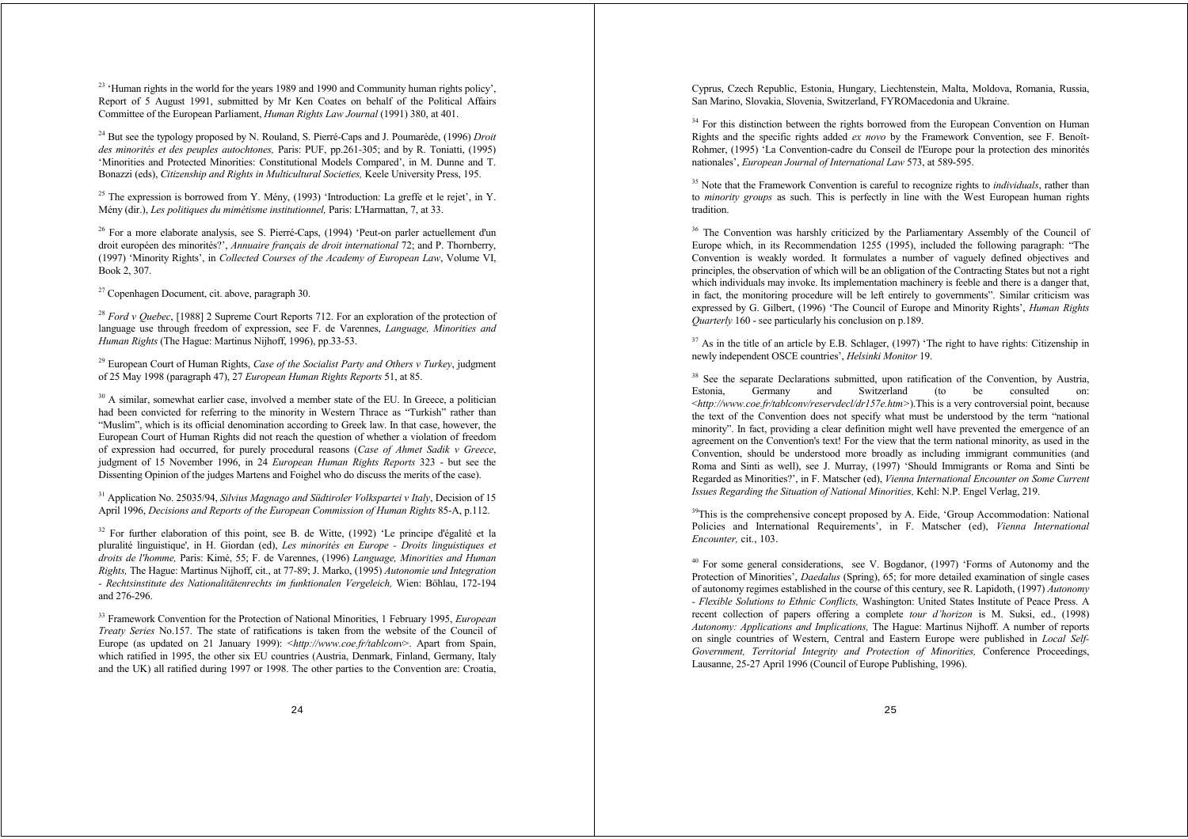[23] 'Human rights in the world for the years 1989 and 1990 and Community human rights policy', Report of 5 August 1991, submitted by Mr Ken Coates on behalf of the Political Affairs Committee of the European Parliament, *Human Rights Law Journal* (1991) 380, at 401.

[24] But see the typology proposed by N. Rouland, S. Pierré-Caps and J. Poumarède, (1996) *Droit des minorités et des peuples autochtones,* Paris: PUF, pp.261-305; and by R. Toniatti, (1995) 'Minorities and Protected Minorities: Constitutional Models Compared', in M. Dunne and T. Bonazzi (eds), *Citizenship and Rights in Multicultural Societies,* Keele University Press, 195.

[25] The expression is borrowed from Y. Mény, (1993) 'Introduction: La greffe et le rejet', in Y. Mény (dir.), *Les politiques du mimétisme institutionnel,* Paris: L'Harmattan, 7, at 33.

[26] For a more elaborate analysis, see S. Pierré-Caps, (1994) 'Peut-on parler actuellement d'un droit européen des minorités?', *Annuaire français de droit international* 72; and P. Thornberry, (1997) 'Minority Rights', in *Collected Courses of the Academy of European Law*, Volume VI, Book 2, 307.

[27] Copenhagen Document, cit. above, paragraph 30.

[28] *Ford v Quebec*, [1988] 2 Supreme Court Reports 712. For an exploration of the protection of language use through freedom of expression, see F. de Varennes, *Language, Minorities and Human Rights* (The Hague: Martinus Nijhoff, 1996), pp.33-53.

[29] European Court of Human Rights, *Case of the Socialist Party and Others v Turkey*, judgment of 25 May 1998 (paragraph 47), 27 *European Human Rights Reports* 51, at 85.

[30] A similar, somewhat earlier case, involved a member state of the EU. In Greece, a politician had been convicted for referring to the minority in Western Thrace as "Turkish" rather than "Muslim", which is its official denomination according to Greek law. In that case, however, the European Court of Human Rights did not reach the question of whether a violation of freedom of expression had occurred, for purely procedural reasons (*Case of Ahmet Sadik v Greece*, judgment of 15 November 1996, in 24 *European Human Rights Reports* 323 - but see the Dissenting Opinion of the judges Martens and Foighel who do discuss the merits of the case).

[31] Application No. 25035/94, *Silvius Magnago and Südtiroler Volkspartei v Italy*, Decision of 15 April 1996, *Decisions and Reports of the European Commission of Human Rights* 85-A, p.112.

[32] For further elaboration of this point, see B. de Witte, (1992) 'Le principe d'égalité et la pluralité linguistique', in H. Giordan (ed), *Les minorités en Europe - Droits linguistiques et droits de l'homme,* Paris: Kimé, 55; F. de Varennes, (1996) *Language, Minorities and Human Rights,* The Hague: Martinus Nijhoff, cit., at 77-89; J. Marko, (1995) *Autonomie und Integration - Rechtsinstitute des Nationalitätenrechts im funktionalen Vergleich,* Wien: Böhlau, 172-194 and 276-296.

[33] Framework Convention for the Protection of National Minorities, 1 February 1995, *European Treaty Series* No.157. The state of ratifications is taken from the website of the Council of Europe (as updated on 21 January 1999): <*http://www.coe.fr/tablconv*>. Apart from Spain, which ratified in 1995, the other six EU countries (Austria, Denmark, Finland, Germany, Italy and the UK) all ratified during 1997 or 1998. The other parties to the Convention are: Croatia, Cyprus, Czech Republic, Estonia, Hungary, Liechtenstein, Malta, Moldova, Romania, Russia, San Marino, Slovakia, Slovenia, Switzerland, FYROMacedonia and Ukraine.

[34] For this distinction between the rights borrowed from the European Convention on Human Rights and the specific rights added *ex novo* by the Framework Convention, see F. Benoît-Rohmer, (1995) 'La Convention-cadre du Conseil de l'Europe pour la protection des minorités nationales', *European Journal of International Law* 573, at 589-595.

[35] Note that the Framework Convention is careful to recognize rights to *individuals*, rather than to *minority groups* as such. This is perfectly in line with the West European human rights tradition.

[36] The Convention was harshly criticized by the Parliamentary Assembly of the Council of Europe which, in its Recommendation 1255 (1995), included the following paragraph: "The Convention is weakly worded. It formulates a number of vaguely defined objectives and principles, the observation of which will be an obligation of the Contracting States but not a right which individuals may invoke. Its implementation machinery is feeble and there is a danger that, in fact, the monitoring procedure will be left entirely to governments". Similar criticism was expressed by G. Gilbert, (1996) 'The Council of Europe and Minority Rights', *Human Rights Quarterly* 160 - see particularly his conclusion on p.189.

[37] As in the title of an article by E.B. Schlager, (1997) 'The right to have rights: Citizenship in newly independent OSCE countries', *Helsinki Monitor* 19.

[38] See the separate Declarations submitted, upon ratification of the Convention, by Austria, Estonia, Germany and Switzerland (to be consulted on: <*http://www.coe.fr/tablconv/reservdecl/dr157e.htm*>).This is a very controversial point, because the text of the Convention does not specify what must be understood by the term "national minority". In fact, providing a clear definition might well have prevented the emergence of an agreement on the Convention's text! For the view that the term national minority, as used in the Convention, should be understood more broadly as including immigrant communities (and Roma and Sinti as well), see J. Murray, (1997) 'Should Immigrants or Roma and Sinti be Regarded as Minorities?', in F. Matscher (ed), *Vienna International Encounter on Some Current Issues Regarding the Situation of National Minorities,* Kehl: N.P. Engel Verlag, 219.

[39] This is the comprehensive concept proposed by A. Eide, 'Group Accommodation: National Policies and International Requirements', in F. Matscher (ed), *Vienna International Encounter,* cit., 103.

[40] For some general considerations, see V. Bogdanor, (1997) 'Forms of Autonomy and the Protection of Minorities', *Daedalus* (Spring), 65; for more detailed examination of single cases of autonomy regimes established in the course of this century, see R. Lapidoth, (1997) *Autonomy - Flexible Solutions to Ethnic Conflicts,* Washington: United States Institute of Peace Press. A recent collection of papers offering a complete *tour d'horizon* is M. Suksi, ed., (1998) *Autonomy: Applications and Implications,* The Hague: Martinus Nijhoff. A number of reports on single countries of Western, Central and Eastern Europe were published in *Local Self-Government, Territorial Integrity and Protection of Minorities,* Conference Proceedings, Lausanne, 25-27 April 1996 (Council of Europe Publishing, 1996).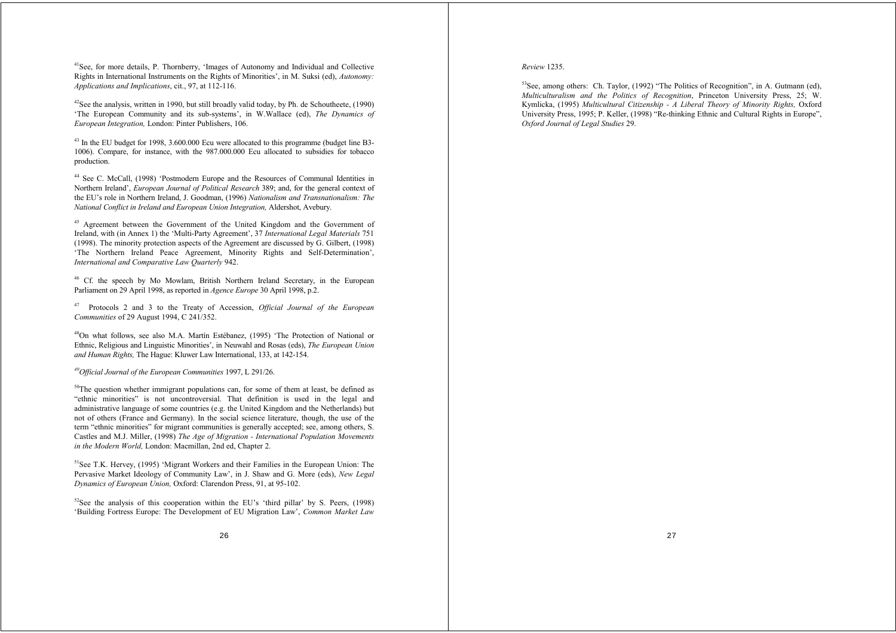[41]See, for more details, P. Thornberry, 'Images of Autonomy and Individual and Collective Rights in International Instruments on the Rights of Minorities', in M. Suksi (ed), *Autonomy: Applications and Implications*, cit., 97, at 112-116.

[42]See the analysis, written in 1990, but still broadly valid today, by Ph. de Schoutheete, (1990) 'The European Community and its sub-systems', in W.Wallace (ed), *The Dynamics of European Integration,* London: Pinter Publishers, 106.

[43] In the EU budget for 1998, 3.600.000 Ecu were allocated to this programme (budget line B3-1006). Compare, for instance, with the 987.000.000 Ecu allocated to subsidies for tobacco production.

[44] See C. McCall, (1998) 'Postmodern Europe and the Resources of Communal Identities in Northern Ireland', *European Journal of Political Research* 389; and, for the general context of the EU's role in Northern Ireland, J. Goodman, (1996) *Nationalism and Transnationalism: The National Conflict in Ireland and European Union Integration,* Aldershot, Avebury.

[45] Agreement between the Government of the United Kingdom and the Government of Ireland, with (in Annex 1) the 'Multi-Party Agreement', 37 *International Legal Materials* 751 (1998). The minority protection aspects of the Agreement are discussed by G. Gilbert, (1998) 'The Northern Ireland Peace Agreement, Minority Rights and Self-Determination', *International and Comparative Law Quarterly* 942.

[46] Cf. the speech by Mo Mowlam, British Northern Ireland Secretary, in the European Parliament on 29 April 1998, as reported in *Agence Europe* 30 April 1998, p.2.

[47] Protocols 2 and 3 to the Treaty of Accession, *Official Journal of the European Communities* of 29 August 1994, C 241/352.

[48]On what follows, see also M.A. Martín Estébanez, (1995) 'The Protection of National or Ethnic, Religious and Linguistic Minorities', in Neuwahl and Rosas (eds), *The European Union and Human Rights,* The Hague: Kluwer Law International, 133, at 142-154.

[49]*Official Journal of the European Communities* 1997, L 291/26.

[50]The question whether immigrant populations can, for some of them at least, be defined as "ethnic minorities" is not uncontroversial. That definition is used in the legal and administrative language of some countries (e.g. the United Kingdom and the Netherlands) but not of others (France and Germany). In the social science literature, though, the use of the term "ethnic minorities" for migrant communities is generally accepted; see, among others, S. Castles and M.J. Miller, (1998) *The Age of Migration - International Population Movements in the Modern World,* London: Macmillan, 2nd ed, Chapter 2.

[51]See T.K. Hervey, (1995) 'Migrant Workers and their Families in the European Union: The Pervasive Market Ideology of Community Law', in J. Shaw and G. More (eds), *New Legal Dynamics of European Union,* Oxford: Clarendon Press, 91, at 95-102.

[52]See the analysis of this cooperation within the EU's 'third pillar' by S. Peers, (1998) 'Building Fortress Europe: The Development of EU Migration Law', *Common Market Law Review* 1235.

[53]See, among others: Ch. Taylor, (1992) "The Politics of Recognition", in A. Gutmann (ed), *Multiculturalism and the Politics of Recognition*, Princeton University Press, 25; W. Kymlicka, (1995) *Multicultural Citizenship - A Liberal Theory of Minority Rights,* Oxford University Press, 1995; P. Keller, (1998) "Re-thinking Ethnic and Cultural Rights in Europe", *Oxford Journal of Legal Studies* 29.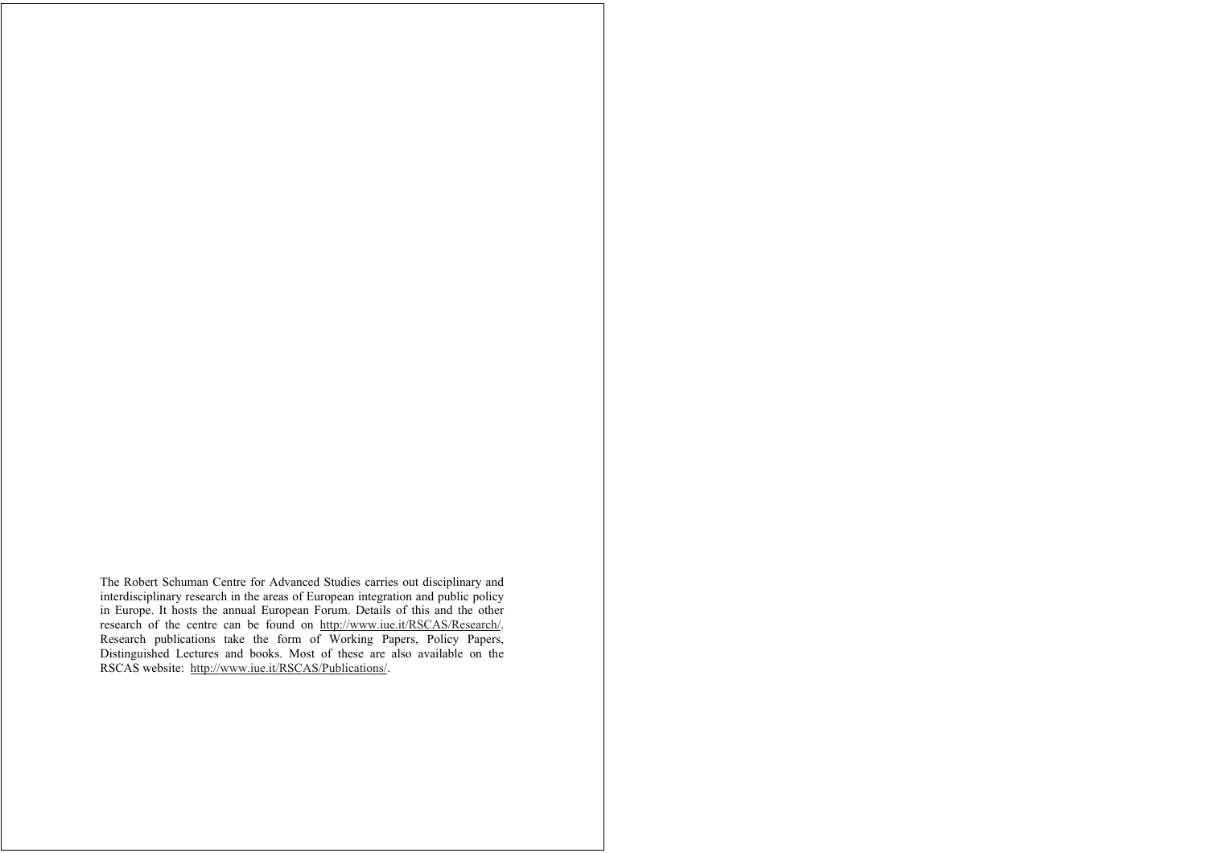The Robert Schuman Centre for Advanced Studies carries out disciplinary and interdisciplinary research in the areas of European integration and public policy in Europe. It hosts the annual European Forum. Details of this and the other research of the centre can be found on http://www.iue.it/RSCAS/Research/. Research publications take the form of Working Papers, Policy Papers, Distinguished Lectures and books. Most of these are also available on the RSCAS website: http://www.iue.it/RSCAS/Publications/.